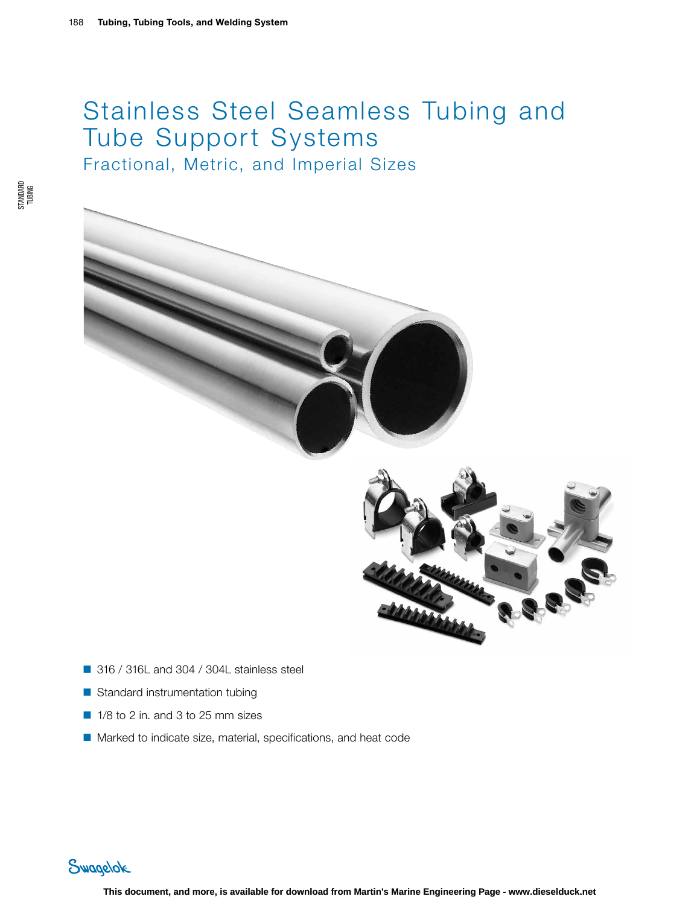# Stainless Steel Seamless Tubing and Tube Support Systems

## Fractional, Metric, and Imperial Sizes

- 316 / 316L and 304 / 304L stainless steel
- Standard instrumentation tubing
- 1/8 to 2 in. and 3 to 25 mm sizes
- Marked to indicate size, material, specifications, and heat code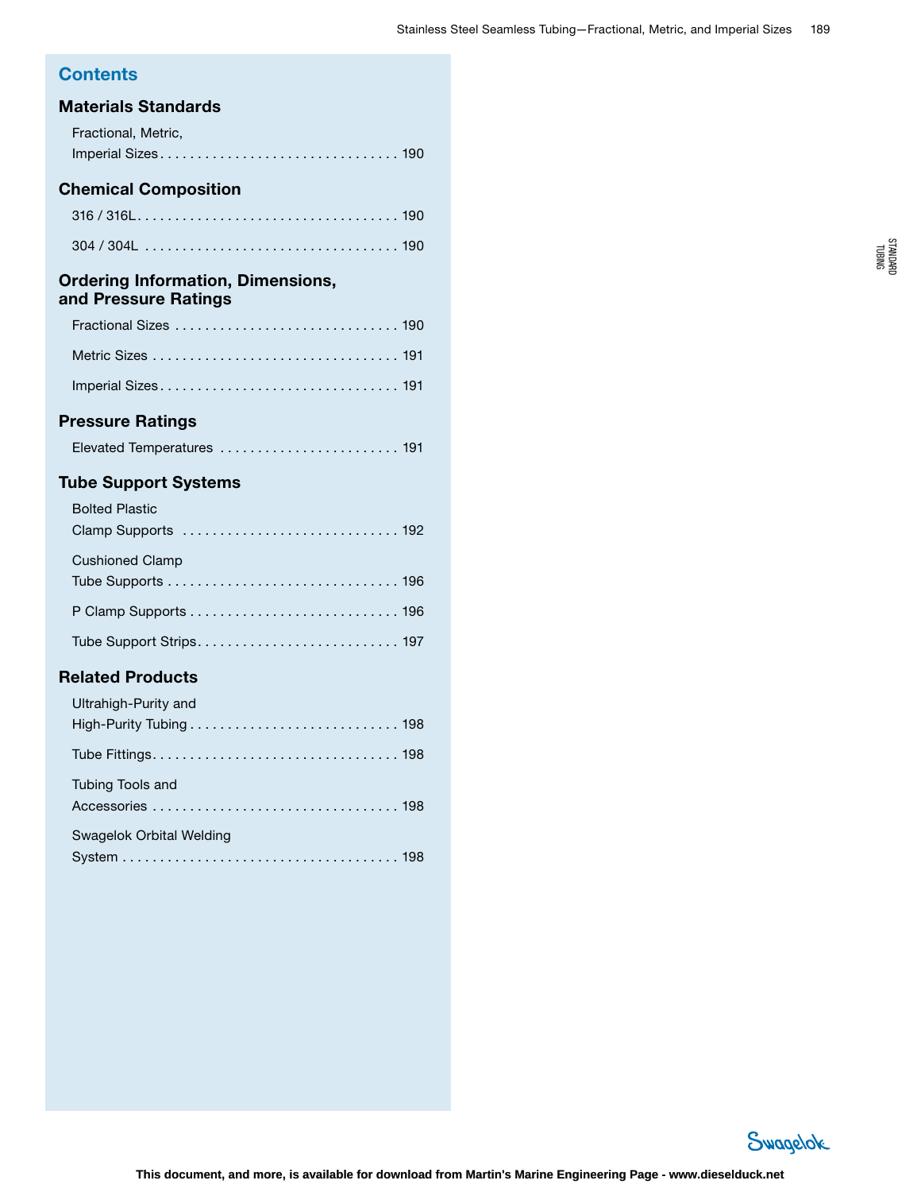## Contents

### Materials Standards

Fractional, Metric, Imperial Sizes . . . . . . . . . . . . . . . . . . . . . . . . . . . . . . . 190

### Chemical Composition

316 / 316L. . . . . . . . . . . . . . . . . . . . . . . . . . . . . . . . . . . 190

304 / 304L . . . . . . . . . . . . . . . . . . . . . . . . . . . . . . . . . 190

### Ordering Information, Dimensions, and Pressure Ratings

Fractional Sizes . . . . . . . . . . . . . . . . . . . . . . . . . . . . . 190

Metric Sizes . . . . . . . . . . . . . . . . . . . . . . . . . . . . . . . . 191

Imperial Sizes. . . . . . . . . . . . . . . . . . . . . . . . . . . . . . . 191

### Pressure Ratings

Elevated Temperatures . . . . . . . . . . . . . . . . . . . . . . . . 191

### Tube Support Systems

Bolted Plastic Clamp Supports . . . . . . . . . . . . . . . . . . . . . . . . . . . . 192

Cushioned Clamp Tube Supports . . . . . . . . . . . . . . . . . . . . . . . . . . . . . . 196

P Clamp Supports . . . . . . . . . . . . . . . . . . . . . . . . . . . 196

Tube Support Strips. . . . . . . . . . . . . . . . . . . . . . . . . . 197

### Related Products

Ultrahigh-Purity and High-Purity Tubing . . . . . . . . . . . . . . . . . . . . . . . . . . . 198

Tube Fittings. . . . . . . . . . . . . . . . . . . . . . . . . . . . . . . . 198

Tubing Tools and Accessories . . . . . . . . . . . . . . . . . . . . . . . . . . . . . . . . 198

Swagelok Orbital Welding System . . . . . . . . . . . . . . . . . . . . . . . . . . . . . . . . . . . . 198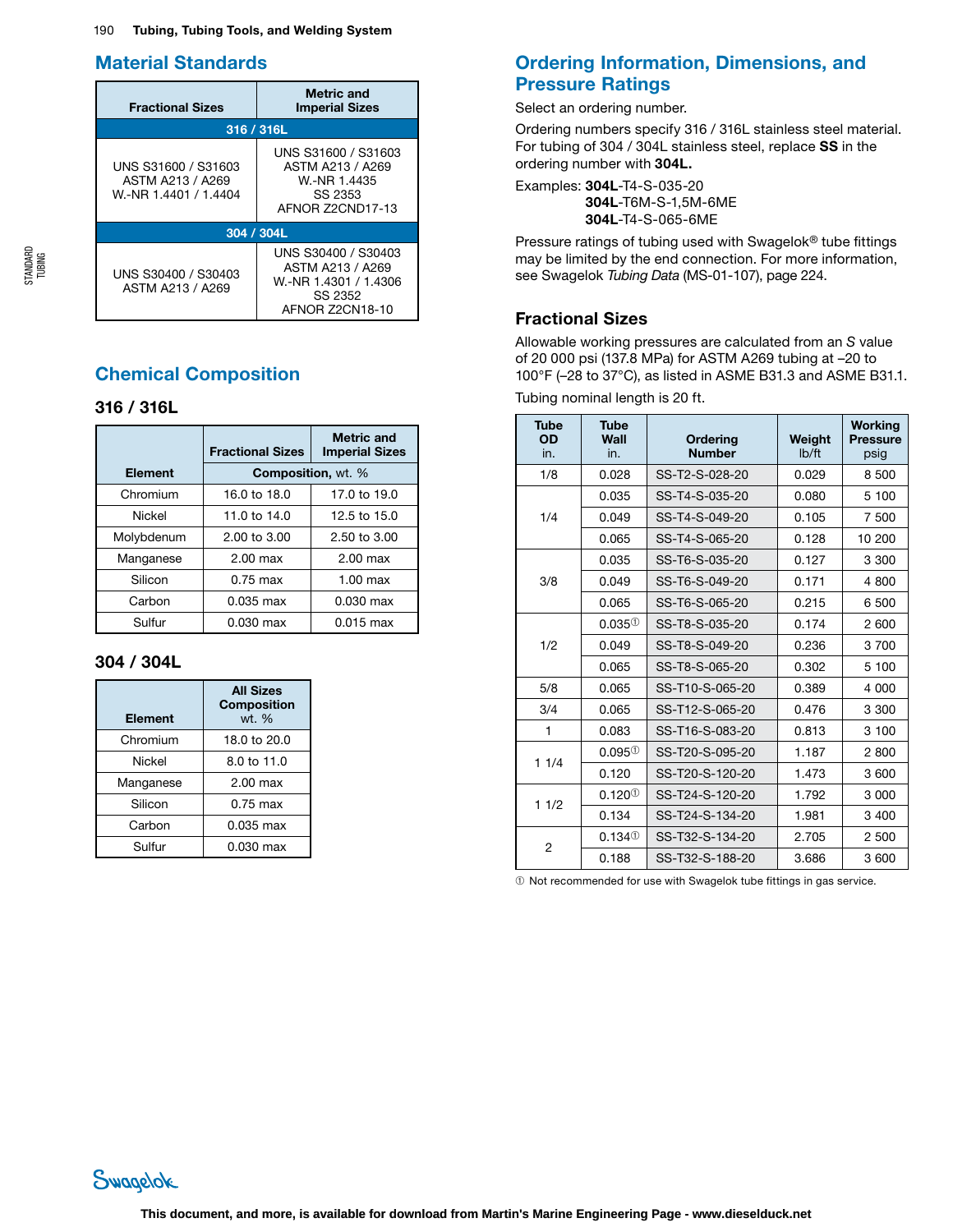## Material Standards

| Fractional Sizes | Metric and Imperial Sizes |
|---|---|
| **316 / 316L** | |
| UNS S31600 / S31603<br>ASTM A213 / A269<br>W.-NR 1.4401 / 1.4404 | UNS S31600 / S31603<br>ASTM A213 / A269<br>W.-NR 1.4435<br>SS 2353<br>AFNOR Z2CND17-13 |
| **304 / 304L** | |
| UNS S30400 / S30403<br>ASTM A213 / A269 | UNS S30400 / S30403<br>ASTM A213 / A269<br>W.-NR 1.4301 / 1.4306<br>SS 2352<br>AFNOR Z2CN18-10 |

## Chemical Composition

### 316 / 316L

| Element | Fractional Sizes | Metric and Imperial Sizes |
|---|---|---|
| | Composition, wt. % | |
| Chromium | 16.0 to 18.0 | 17.0 to 19.0 |
| Nickel | 11.0 to 14.0 | 12.5 to 15.0 |
| Molybdenum | 2.00 to 3.00 | 2.50 to 3.00 |
| Manganese | 2.00 max | 2.00 max |
| Silicon | 0.75 max | 1.00 max |
| Carbon | 0.035 max | 0.030 max |
| Sulfur | 0.030 max | 0.015 max |

### 304 / 304L

| Element | All Sizes Composition wt. % |
|---|---|
| Chromium | 18.0 to 20.0 |
| Nickel | 8.0 to 11.0 |
| Manganese | 2.00 max |
| Silicon | 0.75 max |
| Carbon | 0.035 max |
| Sulfur | 0.030 max |

## Ordering Information, Dimensions, and Pressure Ratings

Select an ordering number.

Ordering numbers specify 316 / 316L stainless steel material. For tubing of 304 / 304L stainless steel, replace **SS** in the ordering number with **304L.**

Examples: **304L**-T4-S-035-20
**304L**-T6M-S-1,5M-6ME
**304L**-T4-S-065-6ME

Pressure ratings of tubing used with Swagelok® tube fittings may be limited by the end connection. For more information, see Swagelok *Tubing Data* (MS-01-107), page 224.

### Fractional Sizes

Allowable working pressures are calculated from an *S* value of 20 000 psi (137.8 MPa) for ASTM A269 tubing at –20 to 100°F (–28 to 37°C), as listed in ASME B31.3 and ASME B31.1.

Tubing nominal length is 20 ft.

| Tube OD in. | Tube Wall in. | Ordering Number | Weight lb/ft | Working Pressure psig |
|---|---|---|---|---|
| 1/8 | 0.028 | SS-T2-S-028-20 | 0.029 | 8 500 |
| 1/4 | 0.035 | SS-T4-S-035-20 | 0.080 | 5 100 |
| | 0.049 | SS-T4-S-049-20 | 0.105 | 7 500 |
| | 0.065 | SS-T4-S-065-20 | 0.128 | 10 200 |
| 3/8 | 0.035 | SS-T6-S-035-20 | 0.127 | 3 300 |
| | 0.049 | SS-T6-S-049-20 | 0.171 | 4 800 |
| | 0.065 | SS-T6-S-065-20 | 0.215 | 6 500 |
| 1/2 | 0.035① | SS-T8-S-035-20 | 0.174 | 2 600 |
| | 0.049 | SS-T8-S-049-20 | 0.236 | 3 700 |
| | 0.065 | SS-T8-S-065-20 | 0.302 | 5 100 |
| 5/8 | 0.065 | SS-T10-S-065-20 | 0.389 | 4 000 |
| 3/4 | 0.065 | SS-T12-S-065-20 | 0.476 | 3 300 |
| 1 | 0.083 | SS-T16-S-083-20 | 0.813 | 3 100 |
| 1 1/4 | 0.095① | SS-T20-S-095-20 | 1.187 | 2 800 |
| | 0.120 | SS-T20-S-120-20 | 1.473 | 3 600 |
| 1 1/2 | 0.120① | SS-T24-S-120-20 | 1.792 | 3 000 |
| | 0.134 | SS-T24-S-134-20 | 1.981 | 3 400 |
| 2 | 0.134① | SS-T32-S-134-20 | 2.705 | 2 500 |
| | 0.188 | SS-T32-S-188-20 | 3.686 | 3 600 |

① Not recommended for use with Swagelok tube fittings in gas service.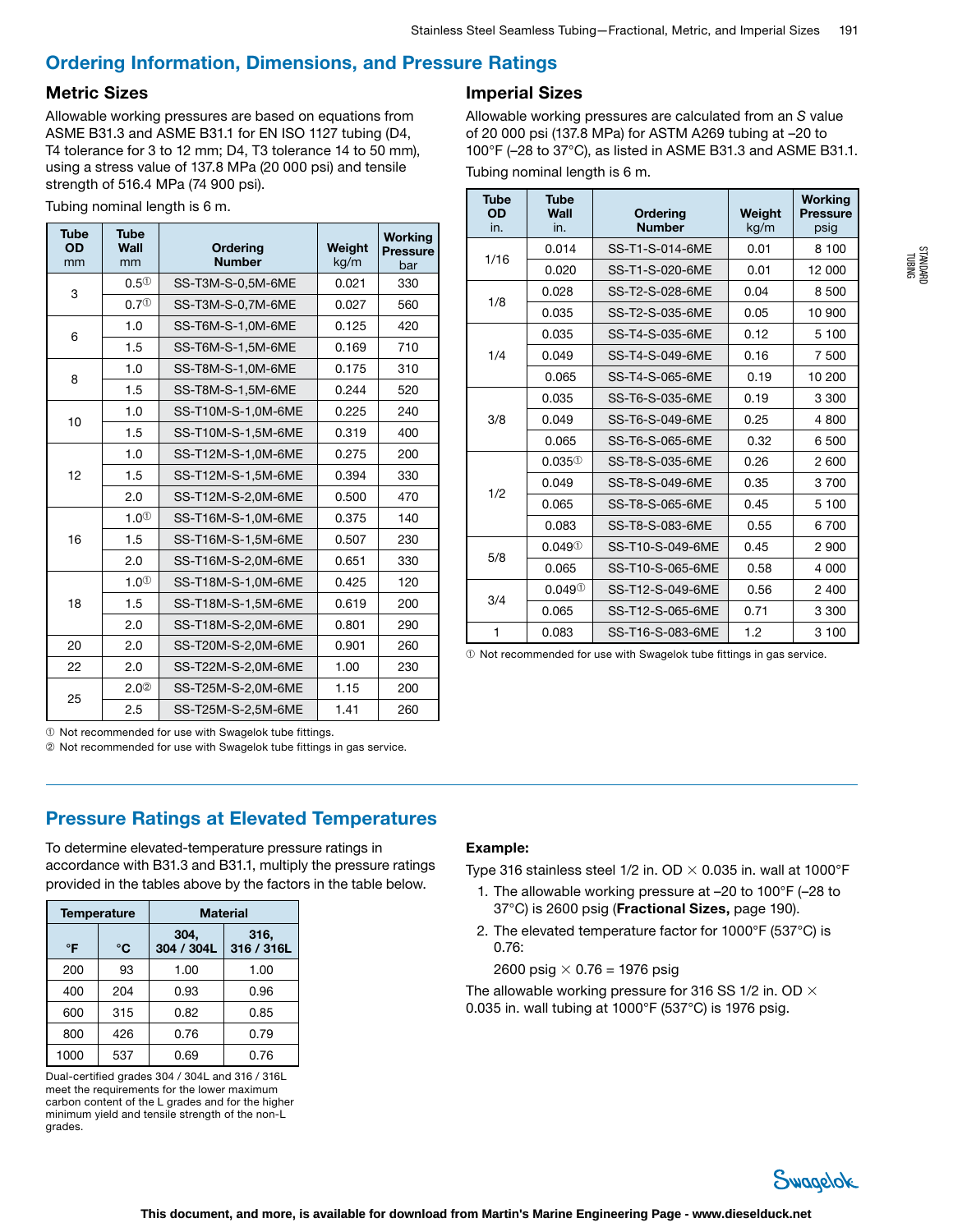## Ordering Information, Dimensions, and Pressure Ratings

### Metric Sizes

Allowable working pressures are based on equations from ASME B31.3 and ASME B31.1 for EN ISO 1127 tubing (D4, T4 tolerance for 3 to 12 mm; D4, T3 tolerance 14 to 50 mm), using a stress value of 137.8 MPa (20 000 psi) and tensile strength of 516.4 MPa (74 900 psi).

Tubing nominal length is 6 m.

| Tube OD mm | Tube Wall mm | Ordering Number | Weight kg/m | Working Pressure bar |
|---|---|---|---|---|
| 3 | 0.5① | SS-T3M-S-0,5M-6ME | 0.021 | 330 |
| | 0.7① | SS-T3M-S-0,7M-6ME | 0.027 | 560 |
| 6 | 1.0 | SS-T6M-S-1,0M-6ME | 0.125 | 420 |
| | 1.5 | SS-T6M-S-1,5M-6ME | 0.169 | 710 |
| 8 | 1.0 | SS-T8M-S-1,0M-6ME | 0.175 | 310 |
| | 1.5 | SS-T8M-S-1,5M-6ME | 0.244 | 520 |
| 10 | 1.0 | SS-T10M-S-1,0M-6ME | 0.225 | 240 |
| | 1.5 | SS-T10M-S-1,5M-6ME | 0.319 | 400 |
| 12 | 1.0 | SS-T12M-S-1,0M-6ME | 0.275 | 200 |
| | 1.5 | SS-T12M-S-1,5M-6ME | 0.394 | 330 |
| | 2.0 | SS-T12M-S-2,0M-6ME | 0.500 | 470 |
| 16 | 1.0① | SS-T16M-S-1,0M-6ME | 0.375 | 140 |
| | 1.5 | SS-T16M-S-1,5M-6ME | 0.507 | 230 |
| | 2.0 | SS-T16M-S-2,0M-6ME | 0.651 | 330 |
| 18 | 1.0① | SS-T18M-S-1,0M-6ME | 0.425 | 120 |
| | 1.5 | SS-T18M-S-1,5M-6ME | 0.619 | 200 |
| | 2.0 | SS-T18M-S-2,0M-6ME | 0.801 | 290 |
| 20 | 2.0 | SS-T20M-S-2,0M-6ME | 0.901 | 260 |
| 22 | 2.0 | SS-T22M-S-2,0M-6ME | 1.00 | 230 |
| 25 | 2.0② | SS-T25M-S-2,0M-6ME | 1.15 | 200 |
| | 2.5 | SS-T25M-S-2,5M-6ME | 1.41 | 260 |

① Not recommended for use with Swagelok tube fittings.
② Not recommended for use with Swagelok tube fittings in gas service.

### Imperial Sizes

Allowable working pressures are calculated from an *S* value of 20 000 psi (137.8 MPa) for ASTM A269 tubing at –20 to 100°F (–28 to 37°C), as listed in ASME B31.3 and ASME B31.1.

Tubing nominal length is 6 m.

| Tube OD in. | Tube Wall in. | Ordering Number | Weight kg/m | Working Pressure psig |
|---|---|---|---|---|
| 1/16 | 0.014 | SS-T1-S-014-6ME | 0.01 | 8 100 |
| | 0.020 | SS-T1-S-020-6ME | 0.01 | 12 000 |
| 1/8 | 0.028 | SS-T2-S-028-6ME | 0.04 | 8 500 |
| | 0.035 | SS-T2-S-035-6ME | 0.05 | 10 900 |
| 1/4 | 0.035 | SS-T4-S-035-6ME | 0.12 | 5 100 |
| | 0.049 | SS-T4-S-049-6ME | 0.16 | 7 500 |
| | 0.065 | SS-T4-S-065-6ME | 0.19 | 10 200 |
| 3/8 | 0.035 | SS-T6-S-035-6ME | 0.19 | 3 300 |
| | 0.049 | SS-T6-S-049-6ME | 0.25 | 4 800 |
| | 0.065 | SS-T6-S-065-6ME | 0.32 | 6 500 |
| 1/2 | 0.035① | SS-T8-S-035-6ME | 0.26 | 2 600 |
| | 0.049 | SS-T8-S-049-6ME | 0.35 | 3 700 |
| | 0.065 | SS-T8-S-065-6ME | 0.45 | 5 100 |
| | 0.083 | SS-T8-S-083-6ME | 0.55 | 6 700 |
| 5/8 | 0.049① | SS-T10-S-049-6ME | 0.45 | 2 900 |
| | 0.065 | SS-T10-S-065-6ME | 0.58 | 4 000 |
| 3/4 | 0.049① | SS-T12-S-049-6ME | 0.56 | 2 400 |
| | 0.065 | SS-T12-S-065-6ME | 0.71 | 3 300 |
| 1 | 0.083 | SS-T16-S-083-6ME | 1.2 | 3 100 |

① Not recommended for use with Swagelok tube fittings in gas service.

## Pressure Ratings at Elevated Temperatures

To determine elevated-temperature pressure ratings in accordance with B31.3 and B31.1, multiply the pressure ratings provided in the tables above by the factors in the table below.

| Temperature | | Material | |
|---|---|---|---|
| °F | °C | 304, 304 / 304L | 316, 316 / 316L |
| 200 | 93 | 1.00 | 1.00 |
| 400 | 204 | 0.93 | 0.96 |
| 600 | 315 | 0.82 | 0.85 |
| 800 | 426 | 0.76 | 0.79 |
| 1000 | 537 | 0.69 | 0.76 |

Dual-certified grades 304 / 304L and 316 / 316L meet the requirements for the lower maximum carbon content of the L grades and for the higher minimum yield and tensile strength of the non-L grades.

**Example:**

Type 316 stainless steel 1/2 in. OD × 0.035 in. wall at 1000°F

1. The allowable working pressure at –20 to 100°F (–28 to 37°C) is 2600 psig (**Fractional Sizes,** page 190).
2. The elevated temperature factor for 1000°F (537°C) is 0.76:

   2600 psig × 0.76 = 1976 psig

The allowable working pressure for 316 SS 1/2 in. OD × 0.035 in. wall tubing at 1000°F (537°C) is 1976 psig.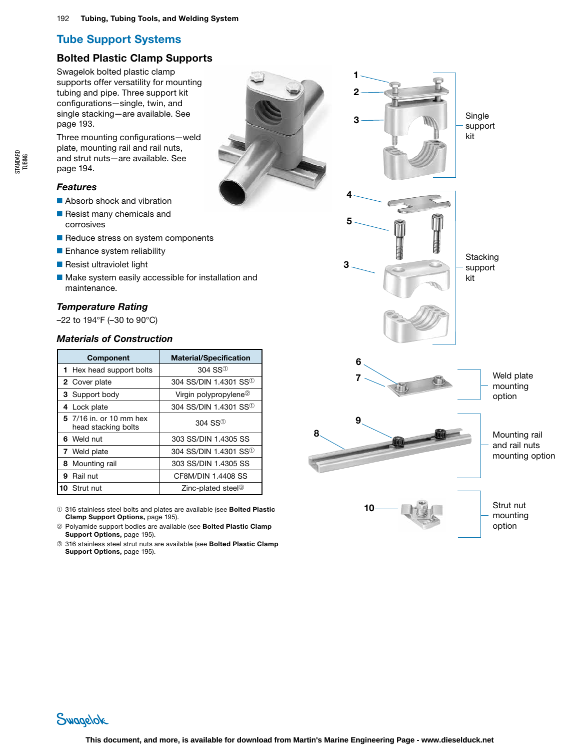## Tube Support Systems

### Bolted Plastic Clamp Supports

Swagelok bolted plastic clamp supports offer versatility for mounting tubing and pipe. Three support kit configurations—single, twin, and single stacking—are available. See page 193.

Three mounting configurations—weld plate, mounting rail and rail nuts, and strut nuts—are available. See page 194.

#### Features

- Absorb shock and vibration
- Resist many chemicals and corrosives
- Reduce stress on system components
- Enhance system reliability
- Resist ultraviolet light
- Make system easily accessible for installation and maintenance.

#### Temperature Rating

–22 to 194°F (–30 to 90°C)

#### Materials of Construction

| Component | Material/Specification |
|---|---|
| **1** Hex head support bolts | 304 SS① |
| **2** Cover plate | 304 SS/DIN 1.4301 SS① |
| **3** Support body | Virgin polypropylene② |
| **4** Lock plate | 304 SS/DIN 1.4301 SS① |
| **5** 7/16 in. or 10 mm hex head stacking bolts | 304 SS① |
| **6** Weld nut | 303 SS/DIN 1.4305 SS |
| **7** Weld plate | 304 SS/DIN 1.4301 SS① |
| **8** Mounting rail | 303 SS/DIN 1.4305 SS |
| **9** Rail nut | CF8M/DIN 1.4408 SS |
| **10** Strut nut | Zinc-plated steel③ |

① 316 stainless steel bolts and plates are available (see **Bolted Plastic Clamp Support Options,** page 195).

② Polyamide support bodies are available (see **Bolted Plastic Clamp Support Options,** page 195).

③ 316 stainless steel strut nuts are available (see **Bolted Plastic Clamp Support Options,** page 195).

1, 2, 3 — Single support kit

4, 5, 3 — Stacking support kit

6, 7 — Weld plate mounting option

8, 9 — Mounting rail and rail nuts mounting option

10 — Strut nut mounting option

This document, and more, is available for download from Martin's Marine Engineering Page - www.dieselduck.net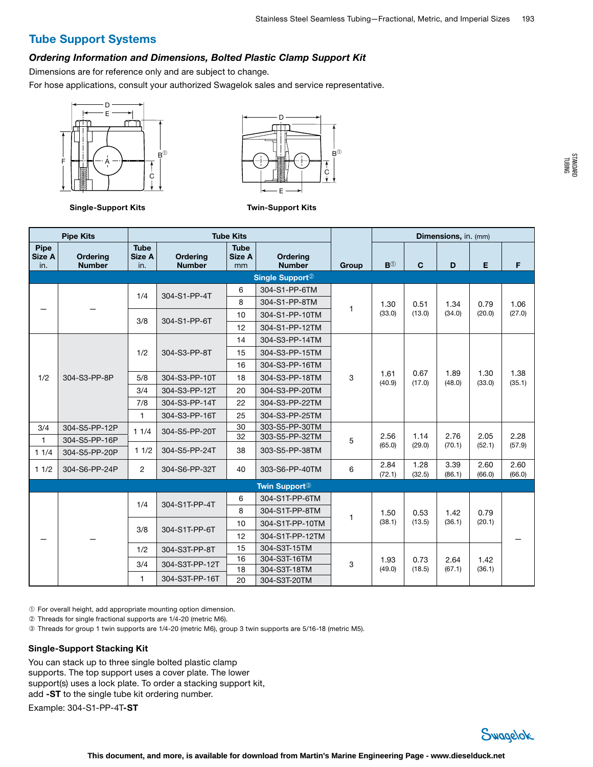## Tube Support Systems

### *Ordering Information and Dimensions, Bolted Plastic Clamp Support Kit*

Dimensions are for reference only and are subject to change.

For hose applications, consult your authorized Swagelok sales and service representative.

**Single-Support Kits** **Twin-Support Kits**

| Pipe Kits | | Tube Kits | | | | Group | Dimensions, in. (mm) | | | | |
|---|---|---|---|---|---|---|---|---|---|---|---|
| Pipe Size A in. | Ordering Number | Tube Size A in. | Ordering Number | Tube Size A mm | Ordering Number | | B① | C | D | E | F |
| **Single Support②** | | | | | | | | | | | |
| — | — | 1/4 | 304-S1-PP-4T | 6 | 304-S1-PP-6TM | 1 | 1.30 (33.0) | 0.51 (13.0) | 1.34 (34.0) | 0.79 (20.0) | 1.06 (27.0) |
| | | | | 8 | 304-S1-PP-8TM | | | | | | |
| | | 3/8 | 304-S1-PP-6T | 10 | 304-S1-PP-10TM | | | | | | |
| | | | | 12 | 304-S1-PP-12TM | | | | | | |
| 1/2 | 304-S3-PP-8P | 1/2 | 304-S3-PP-8T | 14 | 304-S3-PP-14TM | 3 | 1.61 (40.9) | 0.67 (17.0) | 1.89 (48.0) | 1.30 (33.0) | 1.38 (35.1) |
| | | | | 15 | 304-S3-PP-15TM | | | | | | |
| | | | | 16 | 304-S3-PP-16TM | | | | | | |
| | | 5/8 | 304-S3-PP-10T | 18 | 304-S3-PP-18TM | | | | | | |
| | | 3/4 | 304-S3-PP-12T | 20 | 304-S3-PP-20TM | | | | | | |
| | | 7/8 | 304-S3-PP-14T | 22 | 304-S3-PP-22TM | | | | | | |
| | | 1 | 304-S3-PP-16T | 25 | 304-S3-PP-25TM | | | | | | |
| 3/4 | 304-S5-PP-12P | 1 1/4 | 304-S5-PP-20T | 30 | 303-S5-PP-30TM | 5 | 2.56 (65.0) | 1.14 (29.0) | 2.76 (70.1) | 2.05 (52.1) | 2.28 (57.9) |
| 1 | 304-S5-PP-16P | | | 32 | 303-S5-PP-32TM | | | | | | |
| 1 1/4 | 304-S5-PP-20P | 1 1/2 | 304-S5-PP-24T | 38 | 303-S5-PP-38TM | | | | | | |
| 1 1/2 | 304-S6-PP-24P | 2 | 304-S6-PP-32T | 40 | 303-S6-PP-40TM | 6 | 2.84 (72.1) | 1.28 (32.5) | 3.39 (86.1) | 2.60 (66.0) | 2.60 (66.0) |
| **Twin Support③** | | | | | | | | | | | |
| — | — | 1/4 | 304-S1T-PP-4T | 6 | 304-S1T-PP-6TM | 1 | 1.50 (38.1) | 0.53 (13.5) | 1.42 (36.1) | 0.79 (20.1) | — |
| | | | | 8 | 304-S1T-PP-8TM | | | | | | |
| | | 3/8 | 304-S1T-PP-6T | 10 | 304-S1T-PP-10TM | | | | | | |
| | | | | 12 | 304-S1T-PP-12TM | | | | | | |
| | | 1/2 | 304-S3T-PP-8T | 15 | 304-S3T-15TM | 3 | 1.93 (49.0) | 0.73 (18.5) | 2.64 (67.1) | 1.42 (36.1) | |
| | | 3/4 | 304-S3T-PP-12T | 16 | 304-S3T-16TM | | | | | | |
| | | | | 18 | 304-S3T-18TM | | | | | | |
| | | 1 | 304-S3T-PP-16T | 20 | 304-S3T-20TM | | | | | | |

① For overall height, add appropriate mounting option dimension.
② Threads for single fractional supports are 1/4-20 (metric M6).
③ Threads for group 1 twin supports are 1/4-20 (metric M6), group 3 twin supports are 5/16-18 (metric M5).

### Single-Support Stacking Kit

You can stack up to three single bolted plastic clamp supports. The top support uses a cover plate. The lower support(s) uses a lock plate. To order a stacking support kit, add **-ST** to the single tube kit ordering number.

Example: 304-S1-PP-4T**-ST**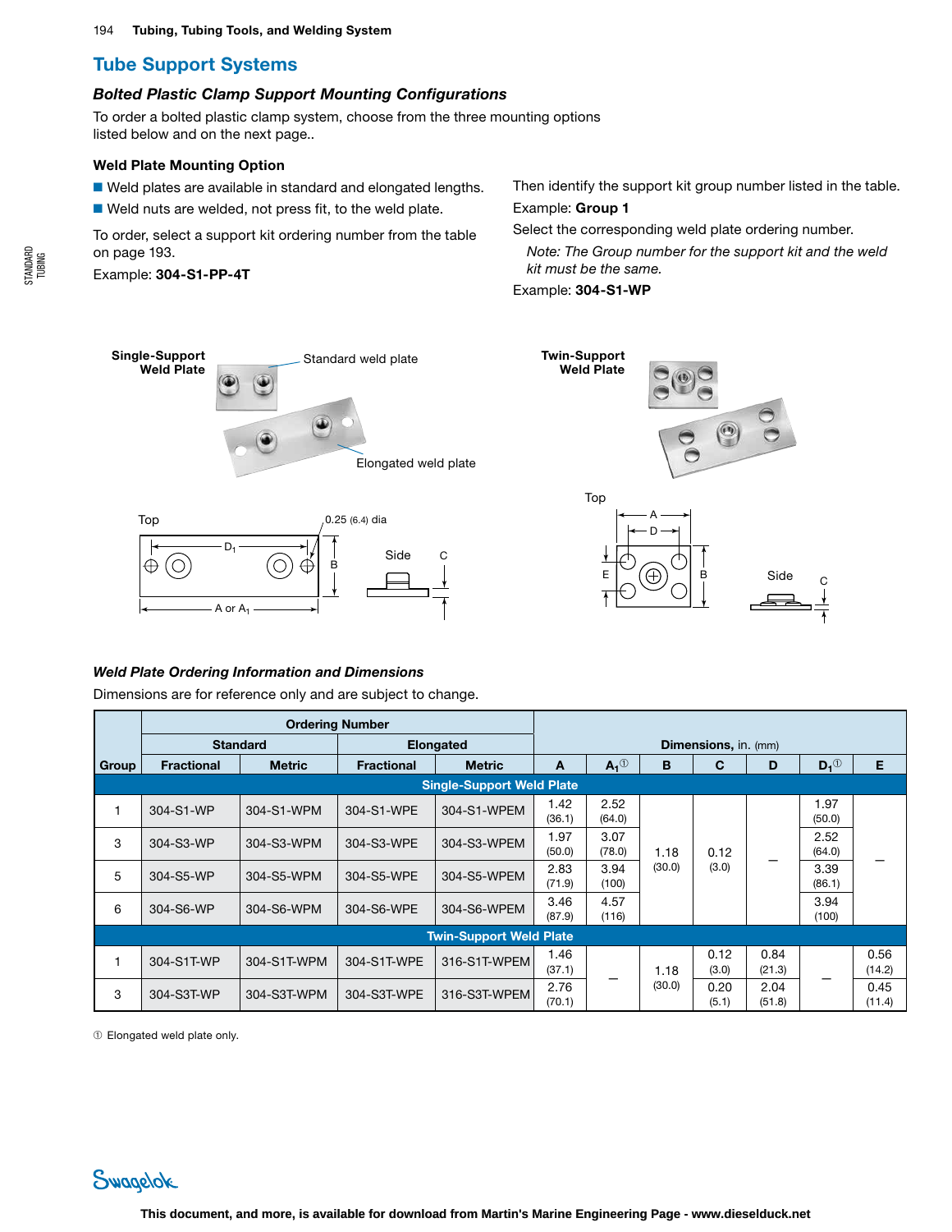# Tube Support Systems

## *Bolted Plastic Clamp Support Mounting Configurations*

To order a bolted plastic clamp system, choose from the three mounting options listed below and on the next page..

### Weld Plate Mounting Option

- Weld plates are available in standard and elongated lengths.
- Weld nuts are welded, not press fit, to the weld plate.

To order, select a support kit ordering number from the table on page 193.

Example: **304-S1-PP-4T**

Then identify the support kit group number listed in the table.

Example: **Group 1**

Select the corresponding weld plate ordering number.

*Note: The Group number for the support kit and the weld kit must be the same.*

Example: **304-S1-WP**

**Single-Support Weld Plate** — Standard weld plate; Elongated weld plate

Top — $D_1$; 0.25 (6.4) dia; B; A or $A_1$ — Side — C

**Twin-Support Weld Plate**

Top — A; D; E; B — Side — C

## *Weld Plate Ordering Information and Dimensions*

Dimensions are for reference only and are subject to change.

| Group | Ordering Number | | | | Dimensions, in. (mm) | | | | | | |
|---|---|---|---|---|---|---|---|---|---|---|---|
| | Standard | | Elongated | | | | | | | | |
| | Fractional | Metric | Fractional | Metric | A | $A_1$① | B | C | D | $D_1$① | E |
| **Single-Support Weld Plate** | | | | | | | | | | | |
| 1 | 304-S1-WP | 304-S1-WPM | 304-S1-WPE | 304-S1-WPEM | 1.42 (36.1) | 2.52 (64.0) | 1.18 (30.0) | 0.12 (3.0) | — | 1.97 (50.0) | — |
| 3 | 304-S3-WP | 304-S3-WPM | 304-S3-WPE | 304-S3-WPEM | 1.97 (50.0) | 3.07 (78.0) | 1.18 (30.0) | 0.12 (3.0) | — | 2.52 (64.0) | — |
| 5 | 304-S5-WP | 304-S5-WPM | 304-S5-WPE | 304-S5-WPEM | 2.83 (71.9) | 3.94 (100) | 1.18 (30.0) | 0.12 (3.0) | — | 3.39 (86.1) | — |
| 6 | 304-S6-WP | 304-S6-WPM | 304-S6-WPE | 304-S6-WPEM | 3.46 (87.9) | 4.57 (116) | 1.18 (30.0) | 0.12 (3.0) | — | 3.94 (100) | — |
| **Twin-Support Weld Plate** | | | | | | | | | | | |
| 1 | 304-S1T-WP | 304-S1T-WPM | 304-S1T-WPE | 316-S1T-WPEM | 1.46 (37.1) | — | 1.18 (30.0) | 0.12 (3.0) | 0.84 (21.3) | — | 0.56 (14.2) |
| 3 | 304-S3T-WP | 304-S3T-WPM | 304-S3T-WPE | 316-S3T-WPEM | 2.76 (70.1) | — | 1.18 (30.0) | 0.20 (5.1) | 2.04 (51.8) | — | 0.45 (11.4) |

① Elongated weld plate only.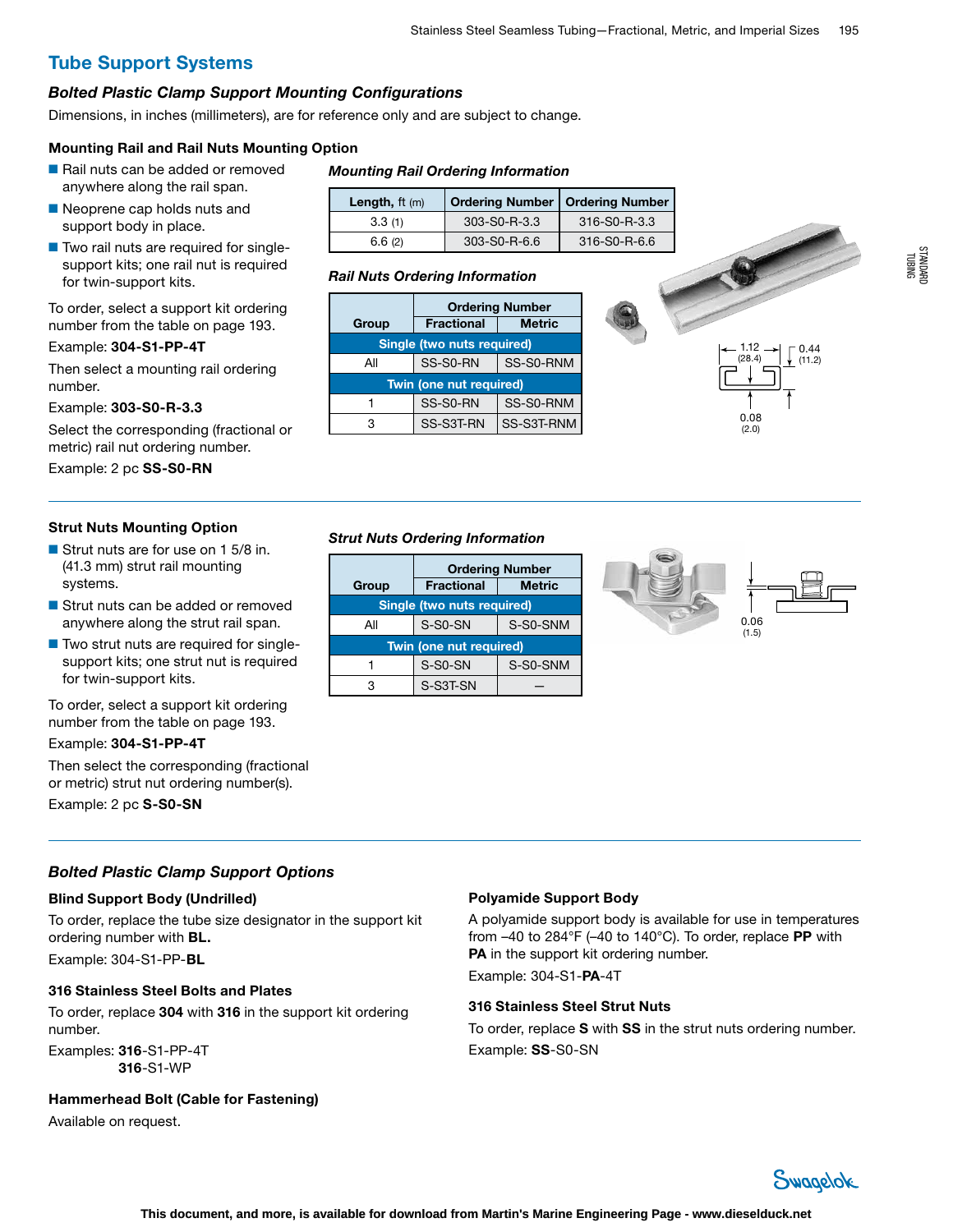## Tube Support Systems

### *Bolted Plastic Clamp Support Mounting Configurations*

Dimensions, in inches (millimeters), are for reference only and are subject to change.

#### Mounting Rail and Rail Nuts Mounting Option

- Rail nuts can be added or removed anywhere along the rail span.
- Neoprene cap holds nuts and support body in place.
- Two rail nuts are required for single-support kits; one rail nut is required for twin-support kits.

To order, select a support kit ordering number from the table on page 193.

Example: **304-S1-PP-4T**

Then select a mounting rail ordering number.

Example: **303-S0-R-3.3**

Select the corresponding (fractional or metric) rail nut ordering number.

Example: 2 pc **SS-S0-RN**

*Mounting Rail Ordering Information*

| Length, ft (m) | Ordering Number | Ordering Number |
|---|---|---|
| 3.3 (1) | 303-S0-R-3.3 | 316-S0-R-3.3 |
| 6.6 (2) | 303-S0-R-6.6 | 316-S0-R-6.6 |

*Rail Nuts Ordering Information*

| Group | Ordering Number | |
|---|---|---|
| | Fractional | Metric |
| **Single (two nuts required)** | | |
| All | SS-S0-RN | SS-S0-RNM |
| **Twin (one nut required)** | | |
| 1 | SS-S0-RN | SS-S0-RNM |
| 3 | SS-S3T-RN | SS-S3T-RNM |

1.12 (28.4)    0.44 (11.2)    0.08 (2.0)

#### Strut Nuts Mounting Option

- Strut nuts are for use on 1 5/8 in. (41.3 mm) strut rail mounting systems.
- Strut nuts can be added or removed anywhere along the strut rail span.
- Two strut nuts are required for single-support kits; one strut nut is required for twin-support kits.

To order, select a support kit ordering number from the table on page 193.

Example: **304-S1-PP-4T**

Then select the corresponding (fractional or metric) strut nut ordering number(s).

Example: 2 pc **S-S0-SN**

*Strut Nuts Ordering Information*

| Group | Ordering Number | |
|---|---|---|
| | Fractional | Metric |
| **Single (two nuts required)** | | |
| All | S-S0-SN | S-S0-SNM |
| **Twin (one nut required)** | | |
| 1 | S-S0-SN | S-S0-SNM |
| 3 | S-S3T-SN | — |

0.06 (1.5)

### *Bolted Plastic Clamp Support Options*

#### Blind Support Body (Undrilled)

To order, replace the tube size designator in the support kit ordering number with **BL.**

Example: 304-S1-PP-**BL**

#### 316 Stainless Steel Bolts and Plates

To order, replace **304** with **316** in the support kit ordering number.

Examples: **316**-S1-PP-4T
**316**-S1-WP

#### Hammerhead Bolt (Cable for Fastening)

Available on request.

#### Polyamide Support Body

A polyamide support body is available for use in temperatures from –40 to 284°F (–40 to 140°C). To order, replace **PP** with **PA** in the support kit ordering number.

Example: 304-S1-**PA**-4T

#### 316 Stainless Steel Strut Nuts

To order, replace **S** with **SS** in the strut nuts ordering number.

Example: **SS**-S0-SN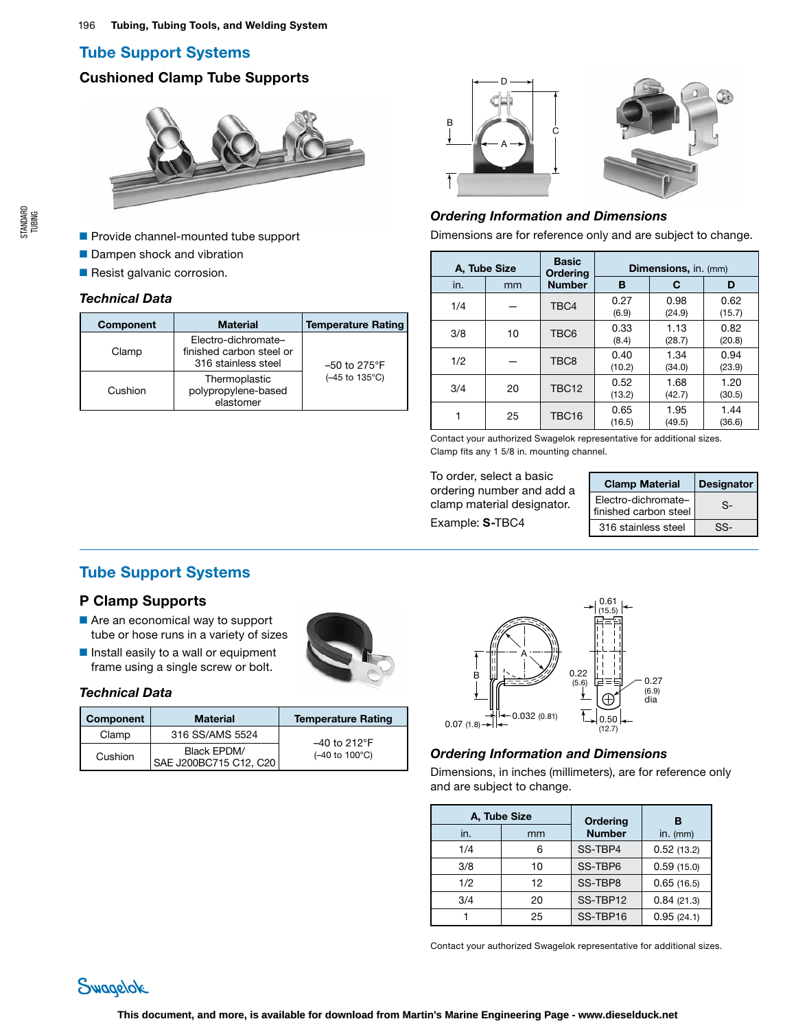## Tube Support Systems

### Cushioned Clamp Tube Supports

- Provide channel-mounted tube support
- Dampen shock and vibration
- Resist galvanic corrosion.

#### Technical Data

| Component | Material | Temperature Rating |
|---|---|---|
| Clamp | Electro-dichromate–finished carbon steel or 316 stainless steel | –50 to 275°F (–45 to 135°C) |
| Cushion | Thermoplastic polypropylene-based elastomer | |

#### Ordering Information and Dimensions

Dimensions are for reference only and are subject to change.

| A, Tube Size | | Basic Ordering Number | Dimensions, in. (mm) | | |
|---|---|---|---|---|---|
| in. | mm | | B | C | D |
| 1/4 | — | TBC4 | 0.27 (6.9) | 0.98 (24.9) | 0.62 (15.7) |
| 3/8 | 10 | TBC6 | 0.33 (8.4) | 1.13 (28.7) | 0.82 (20.8) |
| 1/2 | — | TBC8 | 0.40 (10.2) | 1.34 (34.0) | 0.94 (23.9) |
| 3/4 | 20 | TBC12 | 0.52 (13.2) | 1.68 (42.7) | 1.20 (30.5) |
| 1 | 25 | TBC16 | 0.65 (16.5) | 1.95 (49.5) | 1.44 (36.6) |

Contact your authorized Swagelok representative for additional sizes.
Clamp fits any 1 5/8 in. mounting channel.

To order, select a basic ordering number and add a clamp material designator.

Example: **S-**TBC4

| Clamp Material | Designator |
|---|---|
| Electro-dichromate–finished carbon steel | S- |
| 316 stainless steel | SS- |

## Tube Support Systems

### P Clamp Supports

- Are an economical way to support tube or hose runs in a variety of sizes
- Install easily to a wall or equipment frame using a single screw or bolt.

#### Technical Data

| Component | Material | Temperature Rating |
|---|---|---|
| Clamp | 316 SS/AMS 5524 | –40 to 212°F (–40 to 100°C) |
| Cushion | Black EPDM/ SAE J200BC712, C20 | |

#### Ordering Information and Dimensions

Dimensions, in inches (millimeters), are for reference only and are subject to change.

| A, Tube Size | | Ordering Number | B |
|---|---|---|---|
| in. | mm | | in. (mm) |
| 1/4 | 6 | SS-TBP4 | 0.52 (13.2) |
| 3/8 | 10 | SS-TBP6 | 0.59 (15.0) |
| 1/2 | 12 | SS-TBP8 | 0.65 (16.5) |
| 3/4 | 20 | SS-TBP12 | 0.84 (21.3) |
| 1 | 25 | SS-TBP16 | 0.95 (24.1) |

Contact your authorized Swagelok representative for additional sizes.

This document, and more, is available for download from Martin's Marine Engineering Page - www.dieselduck.net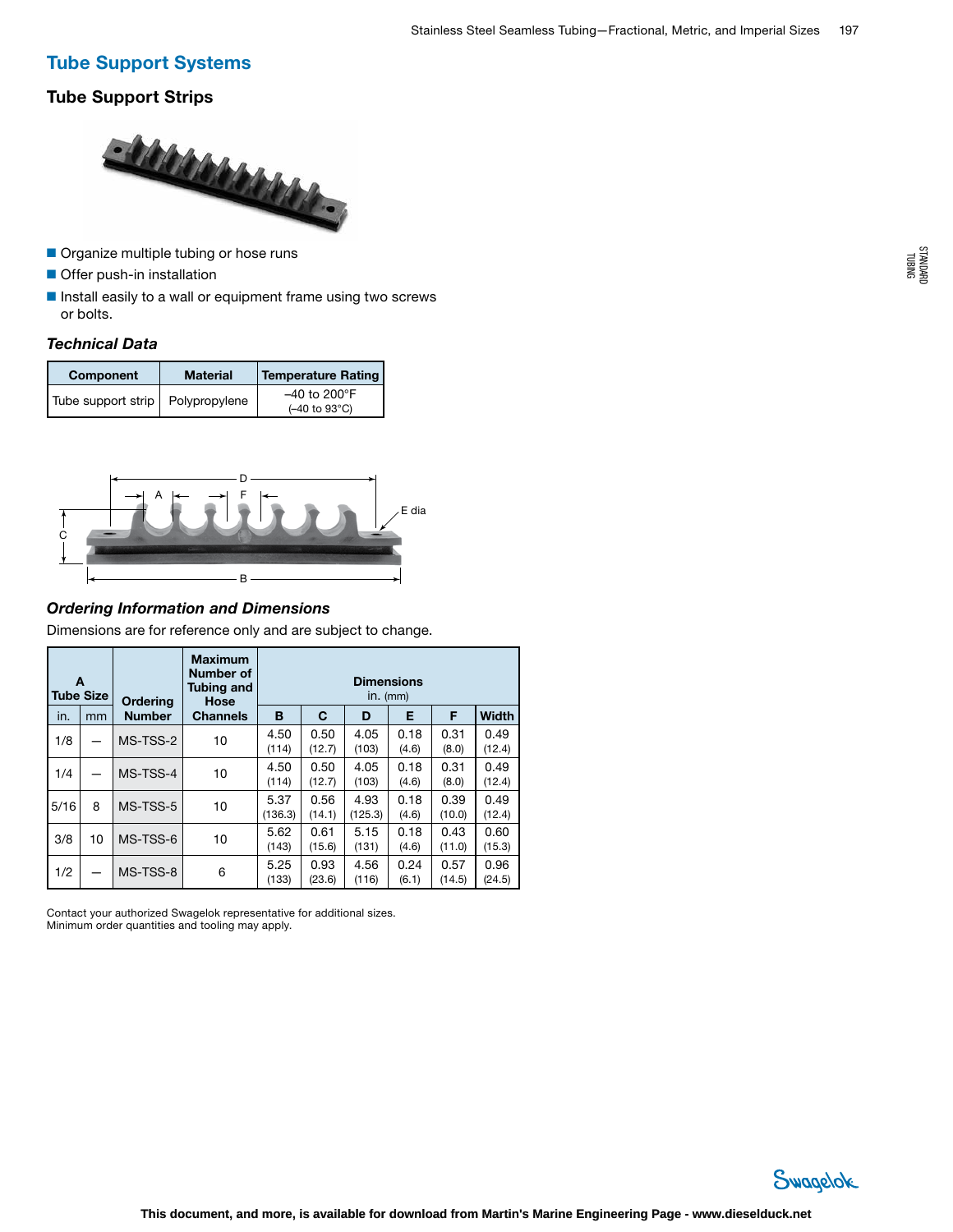## Tube Support Systems

### Tube Support Strips

- Organize multiple tubing or hose runs
- Offer push-in installation
- Install easily to a wall or equipment frame using two screws or bolts.

#### *Technical Data*

| Component | Material | Temperature Rating |
|---|---|---|
| Tube support strip | Polypropylene | –40 to 200°F (–40 to 93°C) |

#### *Ordering Information and Dimensions*

Dimensions are for reference only and are subject to change.

| A Tube Size | | Ordering Number | Maximum Number of Tubing and Hose Channels | Dimensions in. (mm) | | | | | |
|---|---|---|---|---|---|---|---|---|---|
| in. | mm | | | B | C | D | E | F | Width |
| 1/8 | — | MS-TSS-2 | 10 | 4.50 (114) | 0.50 (12.7) | 4.05 (103) | 0.18 (4.6) | 0.31 (8.0) | 0.49 (12.4) |
| 1/4 | — | MS-TSS-4 | 10 | 4.50 (114) | 0.50 (12.7) | 4.05 (103) | 0.18 (4.6) | 0.31 (8.0) | 0.49 (12.4) |
| 5/16 | 8 | MS-TSS-5 | 10 | 5.37 (136.3) | 0.56 (14.1) | 4.93 (125.3) | 0.18 (4.6) | 0.39 (10.0) | 0.49 (12.4) |
| 3/8 | 10 | MS-TSS-6 | 10 | 5.62 (143) | 0.61 (15.6) | 5.15 (131) | 0.18 (4.6) | 0.43 (11.0) | 0.60 (15.3) |
| 1/2 | — | MS-TSS-8 | 6 | 5.25 (133) | 0.93 (23.6) | 4.56 (116) | 0.24 (6.1) | 0.57 (14.5) | 0.96 (24.5) |

Contact your authorized Swagelok representative for additional sizes.
Minimum order quantities and tooling may apply.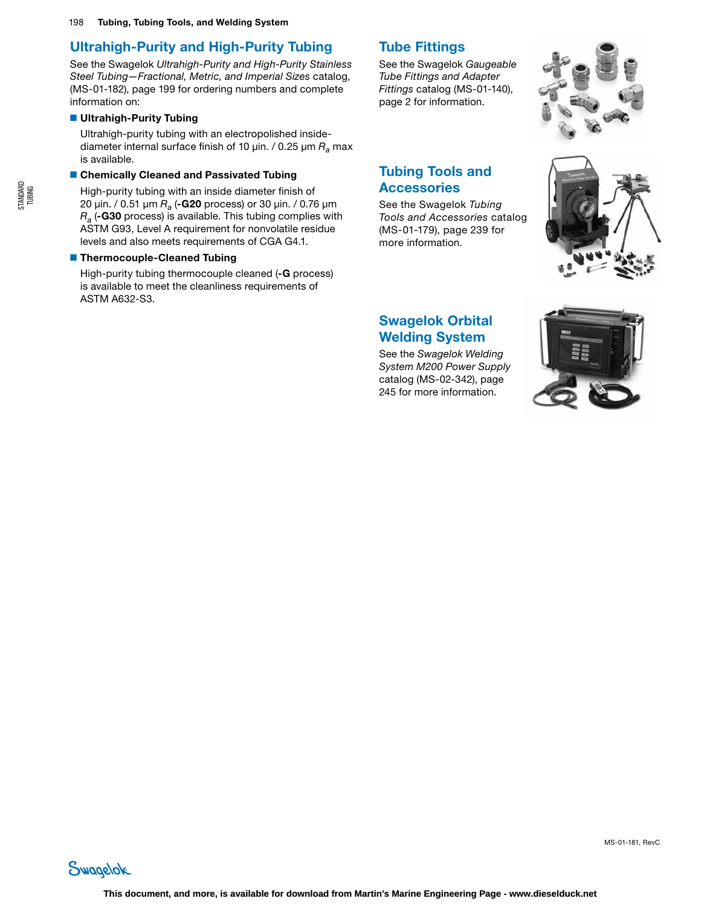## Ultrahigh-Purity and High-Purity Tubing

See the Swagelok *Ultrahigh-Purity and High-Purity Stainless Steel Tubing—Fractional, Metric, and Imperial Sizes* catalog, (MS-01-182), page 199 for ordering numbers and complete information on:

- **Ultrahigh-Purity Tubing**

  Ultrahigh-purity tubing with an electropolished inside-diameter internal surface finish of 10 µin. / 0.25 µm $R_a$ max is available.

- **Chemically Cleaned and Passivated Tubing**

  High-purity tubing with an inside diameter finish of 20 µin. / 0.51 µm $R_a$ (**-G20** process) or 30 µin. / 0.76 µm $R_a$ (**-G30** process) is available. This tubing complies with ASTM G93, Level A requirement for nonvolatile residue levels and also meets requirements of CGA G4.1.

- **Thermocouple-Cleaned Tubing**

  High-purity tubing thermocouple cleaned (**-G** process) is available to meet the cleanliness requirements of ASTM A632-S3.

## Tube Fittings

See the Swagelok *Gaugeable Tube Fittings and Adapter Fittings* catalog (MS-01-140), page 2 for information.

## Tubing Tools and Accessories

See the Swagelok *Tubing Tools and Accessories* catalog (MS-01-179), page 239 for more information.

## Swagelok Orbital Welding System

See the *Swagelok Welding System M200 Power Supply* catalog (MS-02-342), page 245 for more information.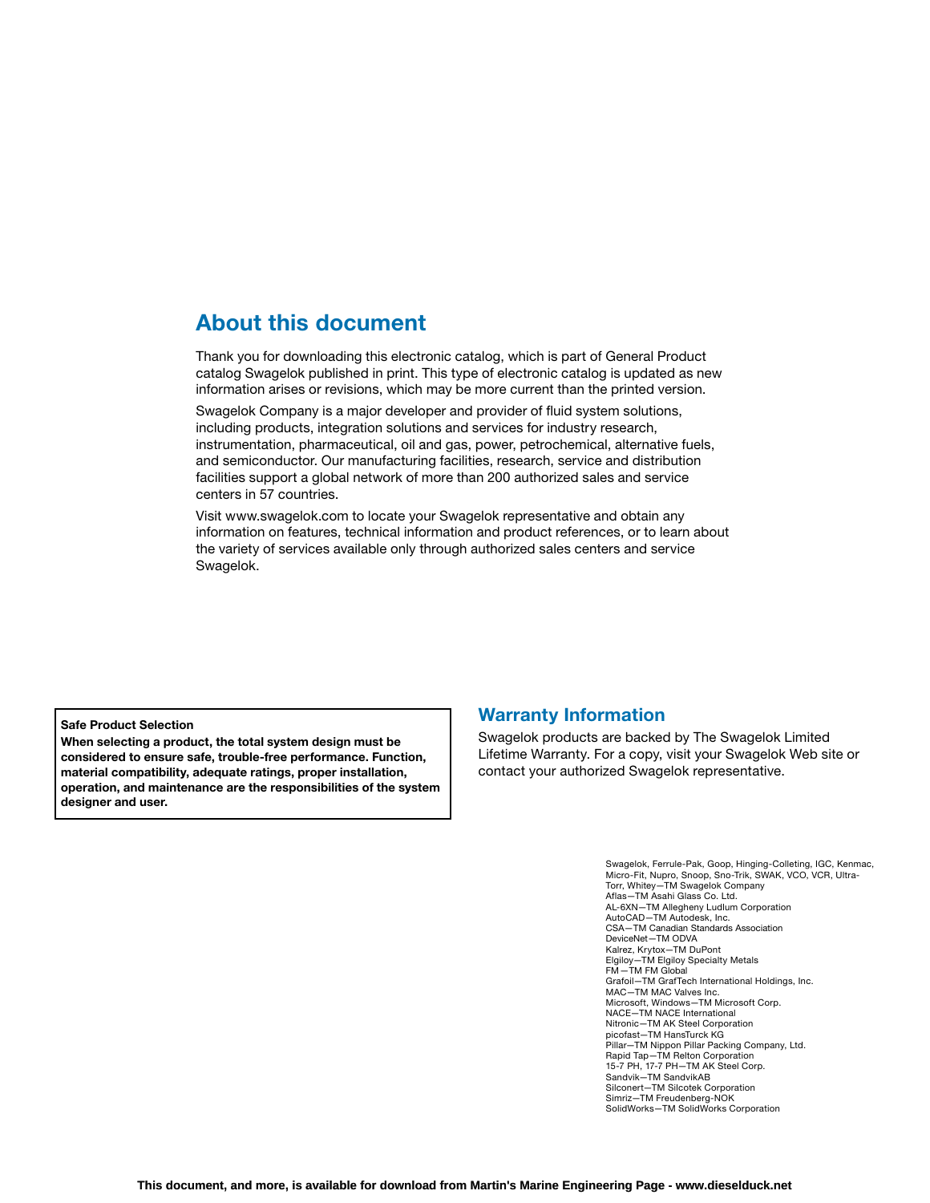## About this document

Thank you for downloading this electronic catalog, which is part of General Product catalog Swagelok published in print. This type of electronic catalog is updated as new information arises or revisions, which may be more current than the printed version.

Swagelok Company is a major developer and provider of fluid system solutions, including products, integration solutions and services for industry research, instrumentation, pharmaceutical, oil and gas, power, petrochemical, alternative fuels, and semiconductor. Our manufacturing facilities, research, service and distribution facilities support a global network of more than 200 authorized sales and service centers in 57 countries.

Visit www.swagelok.com to locate your Swagelok representative and obtain any information on features, technical information and product references, or to learn about the variety of services available only through authorized sales centers and service Swagelok.

**Safe Product Selection**

**When selecting a product, the total system design must be considered to ensure safe, trouble-free performance. Function, material compatibility, adequate ratings, proper installation, operation, and maintenance are the responsibilities of the system designer and user.**

## Warranty Information

Swagelok products are backed by The Swagelok Limited Lifetime Warranty. For a copy, visit your Swagelok Web site or contact your authorized Swagelok representative.

Swagelok, Ferrule-Pak, Goop, Hinging-Colleting, IGC, Kenmac, Micro-Fit, Nupro, Snoop, Sno-Trik, SWAK, VCO, VCR, Ultra-Torr, Whitey—TM Swagelok Company
Aflas—TM Asahi Glass Co. Ltd.
AL-6XN—TM Allegheny Ludlum Corporation
AutoCAD—TM Autodesk, Inc.
CSA—TM Canadian Standards Association
DeviceNet—TM ODVA
Kalrez, Krytox—TM DuPont
Elgiloy—TM Elgiloy Specialty Metals
FM—TM FM Global
Grafoil—TM GrafTech International Holdings, Inc.
MAC—TM MAC Valves Inc.
Microsoft, Windows—TM Microsoft Corp.
NACE—TM NACE International
Nitronic—TM AK Steel Corporation
picofast—TM HansTurck KG
Pillar—TM Nippon Pillar Packing Company, Ltd.
Rapid Tap—TM Relton Corporation
15-7 PH, 17-7 PH—TM AK Steel Corp.
Sandvik—TM SandvikAB
Silconert—TM Silcotek Corporation
Simriz—TM Freudenberg-NOK
SolidWorks—TM SolidWorks Corporation

**This document, and more, is available for download from Martin's Marine Engineering Page - www.dieselduck.net**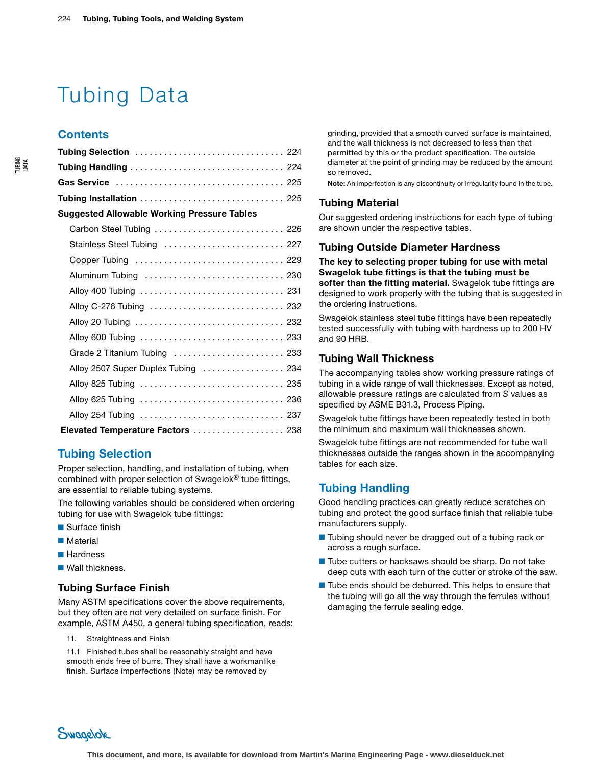# Tubing Data

## Contents

| | |
|---|---|
| **Tubing Selection** | 224 |
| **Tubing Handling** | 224 |
| **Gas Service** | 225 |
| **Tubing Installation** | 225 |
| **Suggested Allowable Working Pressure Tables** | |
| Carbon Steel Tubing | 226 |
| Stainless Steel Tubing | 227 |
| Copper Tubing | 229 |
| Aluminum Tubing | 230 |
| Alloy 400 Tubing | 231 |
| Alloy C-276 Tubing | 232 |
| Alloy 20 Tubing | 232 |
| Alloy 600 Tubing | 233 |
| Grade 2 Titanium Tubing | 233 |
| Alloy 2507 Super Duplex Tubing | 234 |
| Alloy 825 Tubing | 235 |
| Alloy 625 Tubing | 236 |
| Alloy 254 Tubing | 237 |
| **Elevated Temperature Factors** | 238 |

## Tubing Selection

Proper selection, handling, and installation of tubing, when combined with proper selection of Swagelok® tube fittings, are essential to reliable tubing systems.

The following variables should be considered when ordering tubing for use with Swagelok tube fittings:

- Surface finish
- Material
- Hardness
- Wall thickness.

### Tubing Surface Finish

Many ASTM specifications cover the above requirements, but they often are not very detailed on surface finish. For example, ASTM A450, a general tubing specification, reads:

> 11. Straightness and Finish
>
> 11.1 Finished tubes shall be reasonably straight and have smooth ends free of burrs. They shall have a workmanlike finish. Surface imperfections (Note) may be removed by grinding, provided that a smooth curved surface is maintained, and the wall thickness is not decreased to less than that permitted by this or the product specification. The outside diameter at the point of grinding may be reduced by the amount so removed.
>
> **Note:** An imperfection is any discontinuity or irregularity found in the tube.

### Tubing Material

Our suggested ordering instructions for each type of tubing are shown under the respective tables.

### Tubing Outside Diameter Hardness

**The key to selecting proper tubing for use with metal Swagelok tube fittings is that the tubing must be softer than the fitting material.** Swagelok tube fittings are designed to work properly with the tubing that is suggested in the ordering instructions.

Swagelok stainless steel tube fittings have been repeatedly tested successfully with tubing with hardness up to 200 HV and 90 HRB.

### Tubing Wall Thickness

The accompanying tables show working pressure ratings of tubing in a wide range of wall thicknesses. Except as noted, allowable pressure ratings are calculated from *S* values as specified by ASME B31.3, Process Piping.

Swagelok tube fittings have been repeatedly tested in both the minimum and maximum wall thicknesses shown.

Swagelok tube fittings are not recommended for tube wall thicknesses outside the ranges shown in the accompanying tables for each size.

## Tubing Handling

Good handling practices can greatly reduce scratches on tubing and protect the good surface finish that reliable tube manufacturers supply.

- Tubing should never be dragged out of a tubing rack or across a rough surface.
- Tube cutters or hacksaws should be sharp. Do not take deep cuts with each turn of the cutter or stroke of the saw.
- Tube ends should be deburred. This helps to ensure that the tubing will go all the way through the ferrules without damaging the ferrule sealing edge.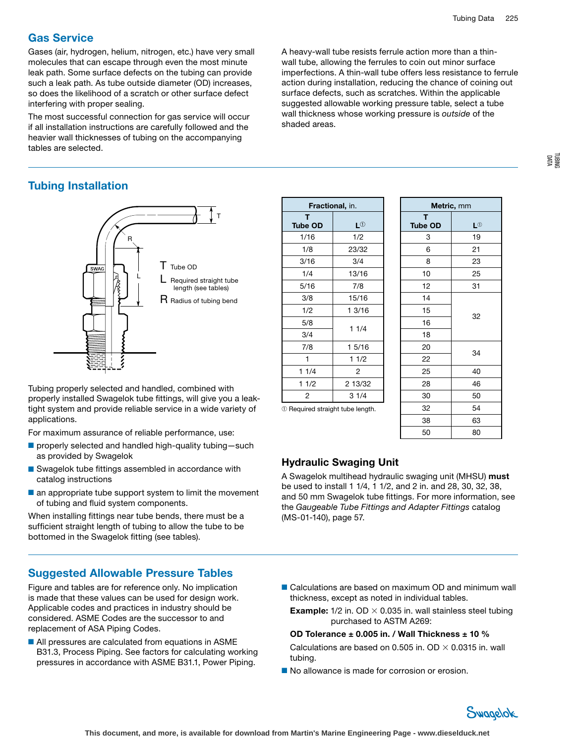## Gas Service

Gases (air, hydrogen, helium, nitrogen, etc.) have very small molecules that can escape through even the most minute leak path. Some surface defects on the tubing can provide such a leak path. As tube outside diameter (OD) increases, so does the likelihood of a scratch or other surface defect interfering with proper sealing.

The most successful connection for gas service will occur if all installation instructions are carefully followed and the heavier wall thicknesses of tubing on the accompanying tables are selected.

A heavy-wall tube resists ferrule action more than a thin-wall tube, allowing the ferrules to coin out minor surface imperfections. A thin-wall tube offers less resistance to ferrule action during installation, reducing the chance of coining out surface defects, such as scratches. Within the applicable suggested allowable working pressure table, select a tube wall thickness whose working pressure is *outside* of the shaded areas.

## Tubing Installation

T Tube OD

L Required straight tube length (see tables)

R Radius of tubing bend

Tubing properly selected and handled, combined with properly installed Swagelok tube fittings, will give you a leak-tight system and provide reliable service in a wide variety of applications.

For maximum assurance of reliable performance, use:

- properly selected and handled high-quality tubing—such as provided by Swagelok
- Swagelok tube fittings assembled in accordance with catalog instructions
- an appropriate tube support system to limit the movement of tubing and fluid system components.

When installing fittings near tube bends, there must be a sufficient straight length of tubing to allow the tube to be bottomed in the Swagelok fitting (see tables).

| Fractional, in. | |
|---|---|
| T Tube OD | L[1] |
| 1/16 | 1/2 |
| 1/8 | 23/32 |
| 3/16 | 3/4 |
| 1/4 | 13/16 |
| 5/16 | 7/8 |
| 3/8 | 15/16 |
| 1/2 | 1 3/16 |
| 5/8 | 1 1/4 |
| 3/4 | 1 1/4 |
| 7/8 | 1 5/16 |
| 1 | 1 1/2 |
| 1 1/4 | 2 |
| 1 1/2 | 2 13/32 |
| 2 | 3 1/4 |

[1] Required straight tube length.

| Metric, mm | |
|---|---|
| T Tube OD | L[1] |
| 3 | 19 |
| 6 | 21 |
| 8 | 23 |
| 10 | 25 |
| 12 | 31 |
| 14 | 32 |
| 15 | 32 |
| 16 | 32 |
| 18 | 32 |
| 20 | 34 |
| 22 | 34 |
| 25 | 40 |
| 28 | 46 |
| 30 | 50 |
| 32 | 54 |
| 38 | 63 |
| 50 | 80 |

### Hydraulic Swaging Unit

A Swagelok multihead hydraulic swaging unit (MHSU) **must** be used to install 1 1/4, 1 1/2, and 2 in. and 28, 30, 32, 38, and 50 mm Swagelok tube fittings. For more information, see the *Gaugeable Tube Fittings and Adapter Fittings* catalog (MS-01-140), page 57.

## Suggested Allowable Pressure Tables

Figure and tables are for reference only. No implication is made that these values can be used for design work. Applicable codes and practices in industry should be considered. ASME Codes are the successor to and replacement of ASA Piping Codes.

- All pressures are calculated from equations in ASME B31.3, Process Piping. See factors for calculating working pressures in accordance with ASME B31.1, Power Piping.
- Calculations are based on maximum OD and minimum wall thickness, except as noted in individual tables.

  **Example:** 1/2 in. OD × 0.035 in. wall stainless steel tubing purchased to ASTM A269:

  **OD Tolerance ± 0.005 in. / Wall Thickness ± 10 %**

  Calculations are based on 0.505 in. OD × 0.0315 in. wall tubing.
- No allowance is made for corrosion or erosion.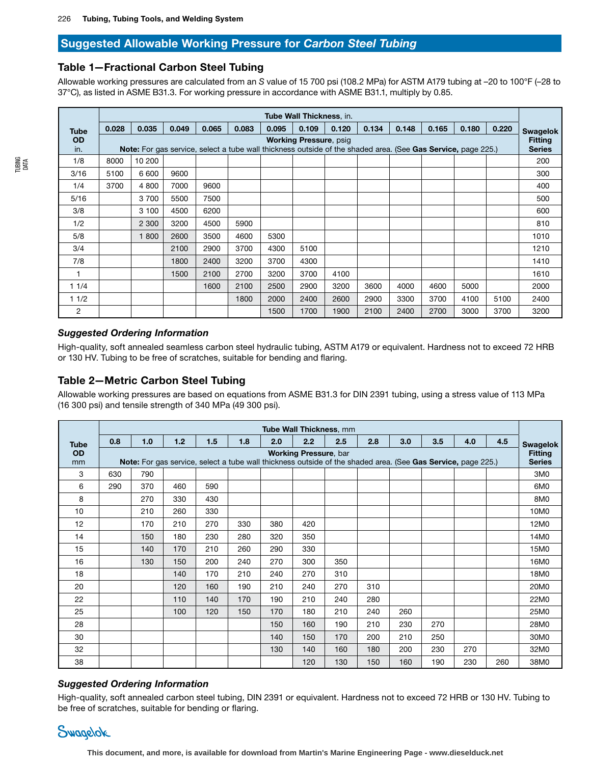## Suggested Allowable Working Pressure for *Carbon Steel Tubing*

### Table 1—Fractional Carbon Steel Tubing

Allowable working pressures are calculated from an *S* value of 15 700 psi (108.2 MPa) for ASTM A179 tubing at –20 to 100°F (–28 to 37°C), as listed in ASME B31.3. For working pressure in accordance with ASME B31.1, multiply by 0.85.

| Tube OD in. | Tube Wall Thickness, in. | | | | | | | | | | | | | Swagelok Fitting Series |
|---|---|---|---|---|---|---|---|---|---|---|---|---|---|---|
| | 0.028 | 0.035 | 0.049 | 0.065 | 0.083 | 0.095 | 0.109 | 0.120 | 0.134 | 0.148 | 0.165 | 0.180 | 0.220 | |
| | **Working Pressure**, psig **Note:** For gas service, select a tube wall thickness outside of the shaded area. (See **Gas Service,** page 225.) | | | | | | | | | | | | | |
| 1/8 | 8000 | 10 200 | | | | | | | | | | | | 200 |
| 3/16 | 5100 | 6 600 | 9600 | | | | | | | | | | | 300 |
| 1/4 | 3700 | 4 800 | 7000 | 9600 | | | | | | | | | | 400 |
| 5/16 | | 3 700 | 5500 | 7500 | | | | | | | | | | 500 |
| 3/8 | | 3 100 | 4500 | 6200 | | | | | | | | | | 600 |
| 1/2 | | 2 300 | 3200 | 4500 | 5900 | | | | | | | | | 810 |
| 5/8 | | 1 800 | 2600 | 3500 | 4600 | 5300 | | | | | | | | 1010 |
| 3/4 | | | 2100 | 2900 | 3700 | 4300 | 5100 | | | | | | | 1210 |
| 7/8 | | | 1800 | 2400 | 3200 | 3700 | 4300 | | | | | | | 1410 |
| 1 | | | 1500 | 2100 | 2700 | 3200 | 3700 | 4100 | | | | | | 1610 |
| 1 1/4 | | | | 1600 | 2100 | 2500 | 2900 | 3200 | 3600 | 4000 | 4600 | 5000 | | 2000 |
| 1 1/2 | | | | | 1800 | 2000 | 2400 | 2600 | 2900 | 3300 | 3700 | 4100 | 5100 | 2400 |
| 2 | | | | | | 1500 | 1700 | 1900 | 2100 | 2400 | 2700 | 3000 | 3700 | 3200 |

#### *Suggested Ordering Information*

High-quality, soft annealed seamless carbon steel hydraulic tubing, ASTM A179 or equivalent. Hardness not to exceed 72 HRB or 130 HV. Tubing to be free of scratches, suitable for bending and flaring.

### Table 2—Metric Carbon Steel Tubing

Allowable working pressures are based on equations from ASME B31.3 for DIN 2391 tubing, using a stress value of 113 MPa (16 300 psi) and tensile strength of 340 MPa (49 300 psi).

| Tube OD mm | Tube Wall Thickness, mm | | | | | | | | | | | | | Swagelok Fitting Series |
|---|---|---|---|---|---|---|---|---|---|---|---|---|---|---|
| | 0.8 | 1.0 | 1.2 | 1.5 | 1.8 | 2.0 | 2.2 | 2.5 | 2.8 | 3.0 | 3.5 | 4.0 | 4.5 | |
| | **Working Pressure**, bar **Note:** For gas service, select a tube wall thickness outside of the shaded area. (See **Gas Service,** page 225.) | | | | | | | | | | | | | |
| 3 | 630 | 790 | | | | | | | | | | | | 3M0 |
| 6 | 290 | 370 | 460 | 590 | | | | | | | | | | 6M0 |
| 8 | | 270 | 330 | 430 | | | | | | | | | | 8M0 |
| 10 | | 210 | 260 | 330 | | | | | | | | | | 10M0 |
| 12 | | 170 | 210 | 270 | 330 | 380 | 420 | | | | | | | 12M0 |
| 14 | | 150 | 180 | 230 | 280 | 320 | 350 | | | | | | | 14M0 |
| 15 | | 140 | 170 | 210 | 260 | 290 | 330 | | | | | | | 15M0 |
| 16 | | 130 | 150 | 200 | 240 | 270 | 300 | 350 | | | | | | 16M0 |
| 18 | | | 140 | 170 | 210 | 240 | 270 | 310 | | | | | | 18M0 |
| 20 | | | 120 | 160 | 190 | 210 | 240 | 270 | 310 | | | | | 20M0 |
| 22 | | | 110 | 140 | 170 | 190 | 210 | 240 | 280 | | | | | 22M0 |
| 25 | | | 100 | 120 | 150 | 170 | 180 | 210 | 240 | 260 | | | | 25M0 |
| 28 | | | | | | 150 | 160 | 190 | 210 | 230 | 270 | | | 28M0 |
| 30 | | | | | | 140 | 150 | 170 | 200 | 210 | 250 | | | 30M0 |
| 32 | | | | | | 130 | 140 | 160 | 180 | 200 | 230 | 270 | | 32M0 |
| 38 | | | | | | | 120 | 130 | 150 | 160 | 190 | 230 | 260 | 38M0 |

#### *Suggested Ordering Information*

High-quality, soft annealed carbon steel tubing, DIN 2391 or equivalent. Hardness not to exceed 72 HRB or 130 HV. Tubing to be free of scratches, suitable for bending or flaring.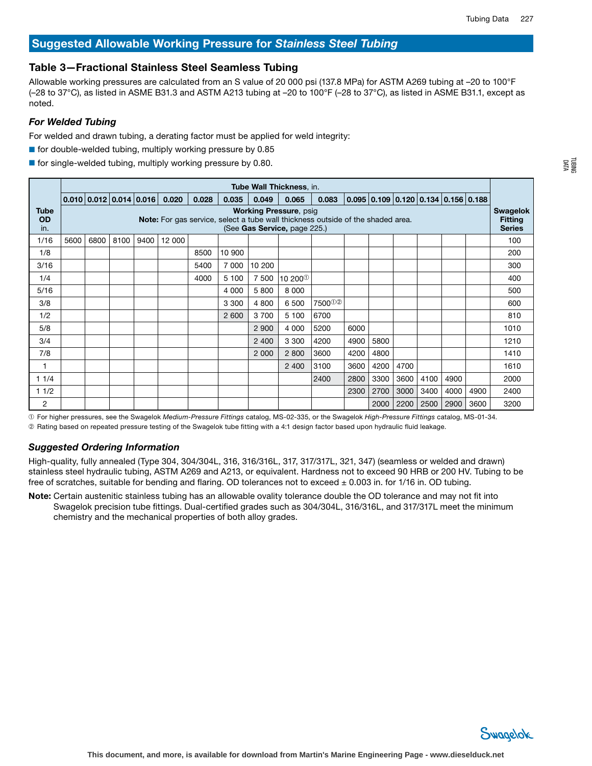## Suggested Allowable Working Pressure for *Stainless Steel Tubing*

### Table 3—Fractional Stainless Steel Seamless Tubing

Allowable working pressures are calculated from an S value of 20 000 psi (137.8 MPa) for ASTM A269 tubing at –20 to 100°F (–28 to 37°C), as listed in ASME B31.3 and ASTM A213 tubing at –20 to 100°F (–28 to 37°C), as listed in ASME B31.1, except as noted.

#### *For Welded Tubing*

For welded and drawn tubing, a derating factor must be applied for weld integrity:

- for double-welded tubing, multiply working pressure by 0.85
- for single-welded tubing, multiply working pressure by 0.80.

| Tube OD in. | Tube Wall Thickness, in. | | | | | | | | | | | | | | | | Swagelok Fitting Series |
|---|---|---|---|---|---|---|---|---|---|---|---|---|---|---|---|---|---|
| | 0.010 | 0.012 | 0.014 | 0.016 | 0.020 | 0.028 | 0.035 | 0.049 | 0.065 | 0.083 | 0.095 | 0.109 | 0.120 | 0.134 | 0.156 | 0.188 | |
| | **Working Pressure**, psig **Note:** For gas service, select a tube wall thickness outside of the shaded area. (See **Gas Service**, page 225.) | | | | | | | | | | | | | | | | |
| 1/16 | 5600 | 6800 | 8100 | 9400 | 12 000 | | | | | | | | | | | | 100 |
| 1/8 | | | | | | 8500 | 10 900 | | | | | | | | | | 200 |
| 3/16 | | | | | | 5400 | 7 000 | 10 200 | | | | | | | | | 300 |
| 1/4 | | | | | | 4000 | 5 100 | 7 500 | 10 200① | | | | | | | | 400 |
| 5/16 | | | | | | | 4 000 | 5 800 | 8 000 | | | | | | | | 500 |
| 3/8 | | | | | | | 3 300 | 4 800 | 6 500 | 7500①② | | | | | | | 600 |
| 1/2 | | | | | | | 2 600 | 3 700 | 5 100 | 6700 | | | | | | | 810 |
| 5/8 | | | | | | | | 2 900 | 4 000 | 5200 | 6000 | | | | | | 1010 |
| 3/4 | | | | | | | | 2 400 | 3 300 | 4200 | 4900 | 5800 | | | | | 1210 |
| 7/8 | | | | | | | | 2 000 | 2 800 | 3600 | 4200 | 4800 | | | | | 1410 |
| 1 | | | | | | | | | 2 400 | 3100 | 3600 | 4200 | 4700 | | | | 1610 |
| 1 1/4 | | | | | | | | | | 2400 | 2800 | 3300 | 3600 | 4100 | 4900 | | 2000 |
| 1 1/2 | | | | | | | | | | | 2300 | 2700 | 3000 | 3400 | 4000 | 4900 | 2400 |
| 2 | | | | | | | | | | | | 2000 | 2200 | 2500 | 2900 | 3600 | 3200 |

① For higher pressures, see the Swagelok *Medium-Pressure Fittings* catalog, MS-02-335, or the Swagelok *High-Pressure Fittings* catalog, MS-01-34.

② Rating based on repeated pressure testing of the Swagelok tube fitting with a 4:1 design factor based upon hydraulic fluid leakage.

#### *Suggested Ordering Information*

High-quality, fully annealed (Type 304, 304/304L, 316, 316/316L, 317, 317/317L, 321, 347) (seamless or welded and drawn) stainless steel hydraulic tubing, ASTM A269 and A213, or equivalent. Hardness not to exceed 90 HRB or 200 HV. Tubing to be free of scratches, suitable for bending and flaring. OD tolerances not to exceed ± 0.003 in. for 1/16 in. OD tubing.

**Note:** Certain austenitic stainless tubing has an allowable ovality tolerance double the OD tolerance and may not fit into Swagelok precision tube fittings. Dual-certified grades such as 304/304L, 316/316L, and 317/317L meet the minimum chemistry and the mechanical properties of both alloy grades.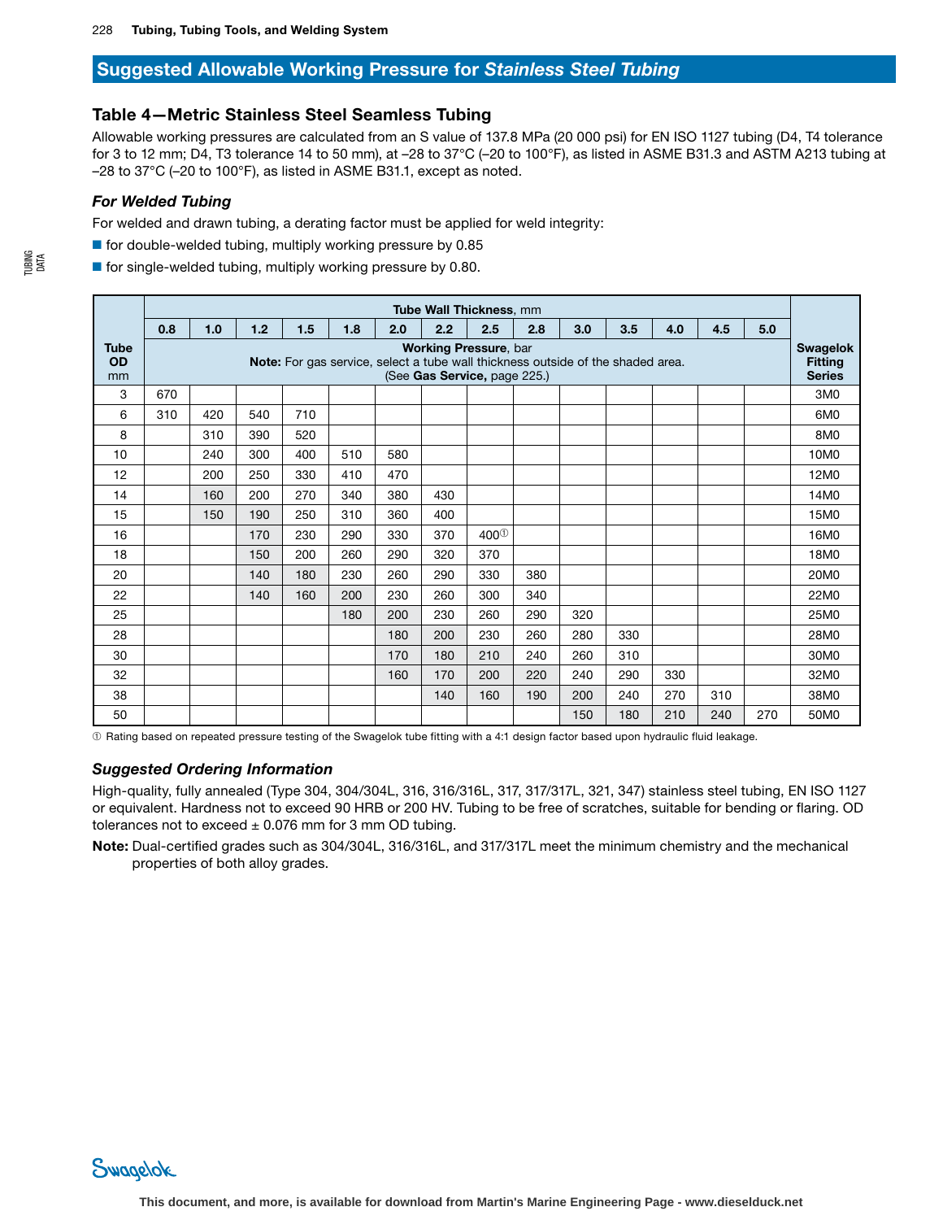## Suggested Allowable Working Pressure for *Stainless Steel Tubing*

### Table 4—Metric Stainless Steel Seamless Tubing

Allowable working pressures are calculated from an S value of 137.8 MPa (20 000 psi) for EN ISO 1127 tubing (D4, T4 tolerance for 3 to 12 mm; D4, T3 tolerance 14 to 50 mm), at –28 to 37°C (–20 to 100°F), as listed in ASME B31.3 and ASTM A213 tubing at –28 to 37°C (–20 to 100°F), as listed in ASME B31.1, except as noted.

#### *For Welded Tubing*

For welded and drawn tubing, a derating factor must be applied for weld integrity:

- for double-welded tubing, multiply working pressure by 0.85
- for single-welded tubing, multiply working pressure by 0.80.

| Tube OD mm | **Tube Wall Thickness**, mm | | | | | | | | | | | | | | Swagelok Fitting Series |
|---|---|---|---|---|---|---|---|---|---|---|---|---|---|---|---|
| | 0.8 | 1.0 | 1.2 | 1.5 | 1.8 | 2.0 | 2.2 | 2.5 | 2.8 | 3.0 | 3.5 | 4.0 | 4.5 | 5.0 | |
| | **Working Pressure**, bar<br>**Note:** For gas service, select a tube wall thickness outside of the shaded area.<br>(See **Gas Service,** page 225.) | | | | | | | | | | | | | | |
| 3 | 670 | | | | | | | | | | | | | | 3M0 |
| 6 | 310 | 420 | 540 | 710 | | | | | | | | | | | 6M0 |
| 8 | | 310 | 390 | 520 | | | | | | | | | | | 8M0 |
| 10 | | 240 | 300 | 400 | 510 | 580 | | | | | | | | | 10M0 |
| 12 | | 200 | 250 | 330 | 410 | 470 | | | | | | | | | 12M0 |
| 14 | | 160 | 200 | 270 | 340 | 380 | 430 | | | | | | | | 14M0 |
| 15 | | 150 | 190 | 250 | 310 | 360 | 400 | | | | | | | | 15M0 |
| 16 | | | 170 | 230 | 290 | 330 | 370 | 400① | | | | | | | 16M0 |
| 18 | | | 150 | 200 | 260 | 290 | 320 | 370 | | | | | | | 18M0 |
| 20 | | | 140 | 180 | 230 | 260 | 290 | 330 | 380 | | | | | | 20M0 |
| 22 | | | 140 | 160 | 200 | 230 | 260 | 300 | 340 | | | | | | 22M0 |
| 25 | | | | | 180 | 200 | 230 | 260 | 290 | 320 | | | | | 25M0 |
| 28 | | | | | | 180 | 200 | 230 | 260 | 280 | 330 | | | | 28M0 |
| 30 | | | | | | 170 | 180 | 210 | 240 | 260 | 310 | | | | 30M0 |
| 32 | | | | | | 160 | 170 | 200 | 220 | 240 | 290 | 330 | | | 32M0 |
| 38 | | | | | | | 140 | 160 | 190 | 200 | 240 | 270 | 310 | | 38M0 |
| 50 | | | | | | | | | | 150 | 180 | 210 | 240 | 270 | 50M0 |

① Rating based on repeated pressure testing of the Swagelok tube fitting with a 4:1 design factor based upon hydraulic fluid leakage.

#### *Suggested Ordering Information*

High-quality, fully annealed (Type 304, 304/304L, 316, 316/316L, 317, 317/317L, 321, 347) stainless steel tubing, EN ISO 1127 or equivalent. Hardness not to exceed 90 HRB or 200 HV. Tubing to be free of scratches, suitable for bending or flaring. OD tolerances not to exceed ± 0.076 mm for 3 mm OD tubing.

**Note:** Dual-certified grades such as 304/304L, 316/316L, and 317/317L meet the minimum chemistry and the mechanical properties of both alloy grades.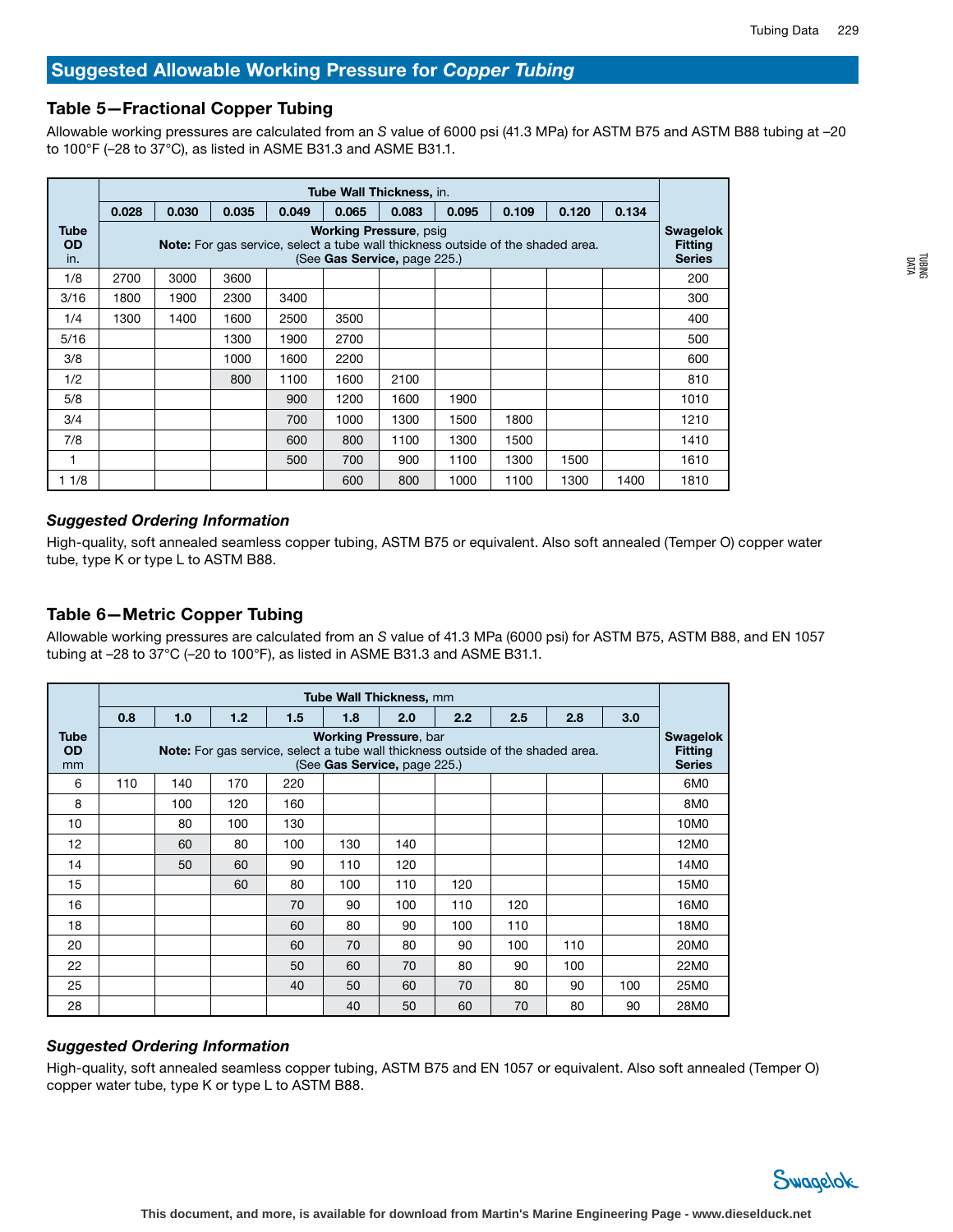## Suggested Allowable Working Pressure for *Copper Tubing*

### Table 5—Fractional Copper Tubing

Allowable working pressures are calculated from an *S* value of 6000 psi (41.3 MPa) for ASTM B75 and ASTM B88 tubing at –20 to 100°F (–28 to 37°C), as listed in ASME B31.3 and ASME B31.1.

| Tube OD in. | Tube Wall Thickness, in. | | | | | | | | | Swagelok Fitting Series |
|---|---|---|---|---|---|---|---|---|---|---|
| | 0.028 | 0.030 | 0.035 | 0.049 | 0.065 | 0.083 | 0.095 | 0.109 | 0.120 | 0.134 | |
| | **Working Pressure**, psig **Note:** For gas service, select a tube wall thickness outside of the shaded area. (See **Gas Service,** page 225.) | | | | | | | | | | |
| 1/8 | 2700 | 3000 | 3600 | | | | | | | | 200 |
| 3/16 | 1800 | 1900 | 2300 | 3400 | | | | | | | 300 |
| 1/4 | 1300 | 1400 | 1600 | 2500 | 3500 | | | | | | 400 |
| 5/16 | | | 1300 | 1900 | 2700 | | | | | | 500 |
| 3/8 | | | 1000 | 1600 | 2200 | | | | | | 600 |
| 1/2 | | | 800 | 1100 | 1600 | 2100 | | | | | 810 |
| 5/8 | | | | 900 | 1200 | 1600 | 1900 | | | | 1010 |
| 3/4 | | | | 700 | 1000 | 1300 | 1500 | 1800 | | | 1210 |
| 7/8 | | | | 600 | 800 | 1100 | 1300 | 1500 | | | 1410 |
| 1 | | | | 500 | 700 | 900 | 1100 | 1300 | 1500 | | 1610 |
| 1 1/8 | | | | | 600 | 800 | 1000 | 1100 | 1300 | 1400 | 1810 |

#### *Suggested Ordering Information*

High-quality, soft annealed seamless copper tubing, ASTM B75 or equivalent. Also soft annealed (Temper O) copper water tube, type K or type L to ASTM B88.

### Table 6—Metric Copper Tubing

Allowable working pressures are calculated from an *S* value of 41.3 MPa (6000 psi) for ASTM B75, ASTM B88, and EN 1057 tubing at –28 to 37°C (–20 to 100°F), as listed in ASME B31.3 and ASME B31.1.

| Tube OD mm | Tube Wall Thickness, mm | | | | | | | | | Swagelok Fitting Series |
|---|---|---|---|---|---|---|---|---|---|---|
| | 0.8 | 1.0 | 1.2 | 1.5 | 1.8 | 2.0 | 2.2 | 2.5 | 2.8 | 3.0 | |
| | **Working Pressure**, bar **Note:** For gas service, select a tube wall thickness outside of the shaded area. (See **Gas Service,** page 225.) | | | | | | | | | | |
| 6 | 110 | 140 | 170 | 220 | | | | | | | 6M0 |
| 8 | | 100 | 120 | 160 | | | | | | | 8M0 |
| 10 | | 80 | 100 | 130 | | | | | | | 10M0 |
| 12 | | 60 | 80 | 100 | 130 | 140 | | | | | 12M0 |
| 14 | | 50 | 60 | 90 | 110 | 120 | | | | | 14M0 |
| 15 | | | 60 | 80 | 100 | 110 | 120 | | | | 15M0 |
| 16 | | | | 70 | 90 | 100 | 110 | 120 | | | 16M0 |
| 18 | | | | 60 | 80 | 90 | 100 | 110 | | | 18M0 |
| 20 | | | | 60 | 70 | 80 | 90 | 100 | 110 | | 20M0 |
| 22 | | | | 50 | 60 | 70 | 80 | 90 | 100 | | 22M0 |
| 25 | | | | 40 | 50 | 60 | 70 | 80 | 90 | 100 | 25M0 |
| 28 | | | | | 40 | 50 | 60 | 70 | 80 | 90 | 28M0 |

#### *Suggested Ordering Information*

High-quality, soft annealed seamless copper tubing, ASTM B75 and EN 1057 or equivalent. Also soft annealed (Temper O) copper water tube, type K or type L to ASTM B88.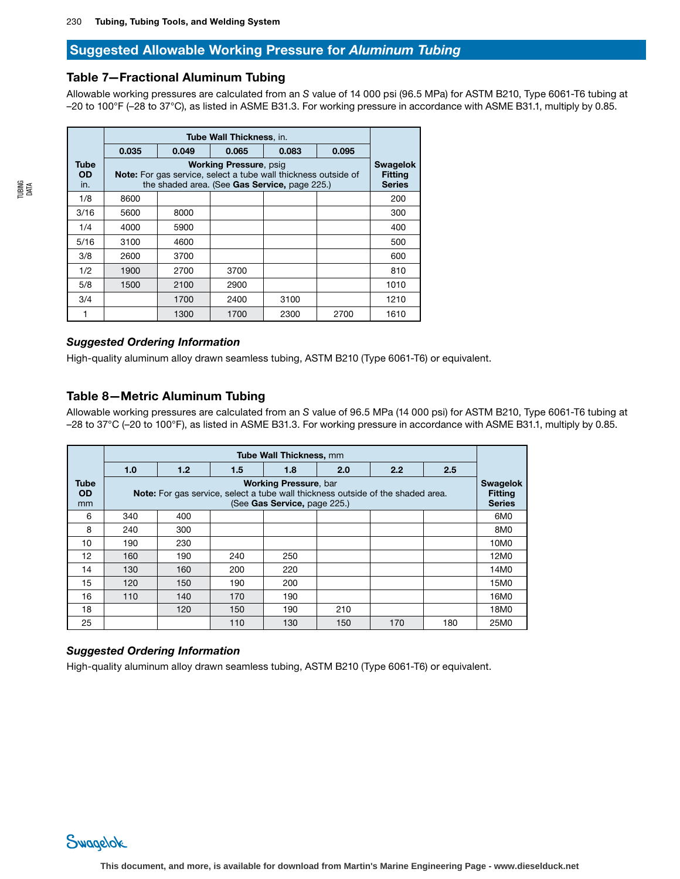## Suggested Allowable Working Pressure for *Aluminum Tubing*

### Table 7—Fractional Aluminum Tubing

Allowable working pressures are calculated from an *S* value of 14 000 psi (96.5 MPa) for ASTM B210, Type 6061-T6 tubing at –20 to 100°F (–28 to 37°C), as listed in ASME B31.3. For working pressure in accordance with ASME B31.1, multiply by 0.85.

| Tube OD in. | Tube Wall Thickness, in. | | | | | Swagelok Fitting Series |
|---|---|---|---|---|---|---|
| | 0.035 | 0.049 | 0.065 | 0.083 | 0.095 | |
| | **Working Pressure**, psig **Note:** For gas service, select a tube wall thickness outside of the shaded area. (See **Gas Service,** page 225.) | | | | | |
| 1/8 | 8600 | | | | | 200 |
| 3/16 | 5600 | 8000 | | | | 300 |
| 1/4 | 4000 | 5900 | | | | 400 |
| 5/16 | 3100 | 4600 | | | | 500 |
| 3/8 | 2600 | 3700 | | | | 600 |
| 1/2 | 1900 | 2700 | 3700 | | | 810 |
| 5/8 | 1500 | 2100 | 2900 | | | 1010 |
| 3/4 | | 1700 | 2400 | 3100 | | 1210 |
| 1 | | 1300 | 1700 | 2300 | 2700 | 1610 |

#### *Suggested Ordering Information*

High-quality aluminum alloy drawn seamless tubing, ASTM B210 (Type 6061-T6) or equivalent.

### Table 8—Metric Aluminum Tubing

Allowable working pressures are calculated from an *S* value of 96.5 MPa (14 000 psi) for ASTM B210, Type 6061-T6 tubing at –28 to 37°C (–20 to 100°F), as listed in ASME B31.3. For working pressure in accordance with ASME B31.1, multiply by 0.85.

| Tube OD mm | Tube Wall Thickness, mm | | | | | | | Swagelok Fitting Series |
|---|---|---|---|---|---|---|---|---|
| | 1.0 | 1.2 | 1.5 | 1.8 | 2.0 | 2.2 | 2.5 | |
| | **Working Pressure**, bar **Note:** For gas service, select a tube wall thickness outside of the shaded area. (See **Gas Service,** page 225.) | | | | | | | |
| 6 | 340 | 400 | | | | | | 6M0 |
| 8 | 240 | 300 | | | | | | 8M0 |
| 10 | 190 | 230 | | | | | | 10M0 |
| 12 | 160 | 190 | 240 | 250 | | | | 12M0 |
| 14 | 130 | 160 | 200 | 220 | | | | 14M0 |
| 15 | 120 | 150 | 190 | 200 | | | | 15M0 |
| 16 | 110 | 140 | 170 | 190 | | | | 16M0 |
| 18 | | 120 | 150 | 190 | 210 | | | 18M0 |
| 25 | | | 110 | 130 | 150 | 170 | 180 | 25M0 |

#### *Suggested Ordering Information*

High-quality aluminum alloy drawn seamless tubing, ASTM B210 (Type 6061-T6) or equivalent.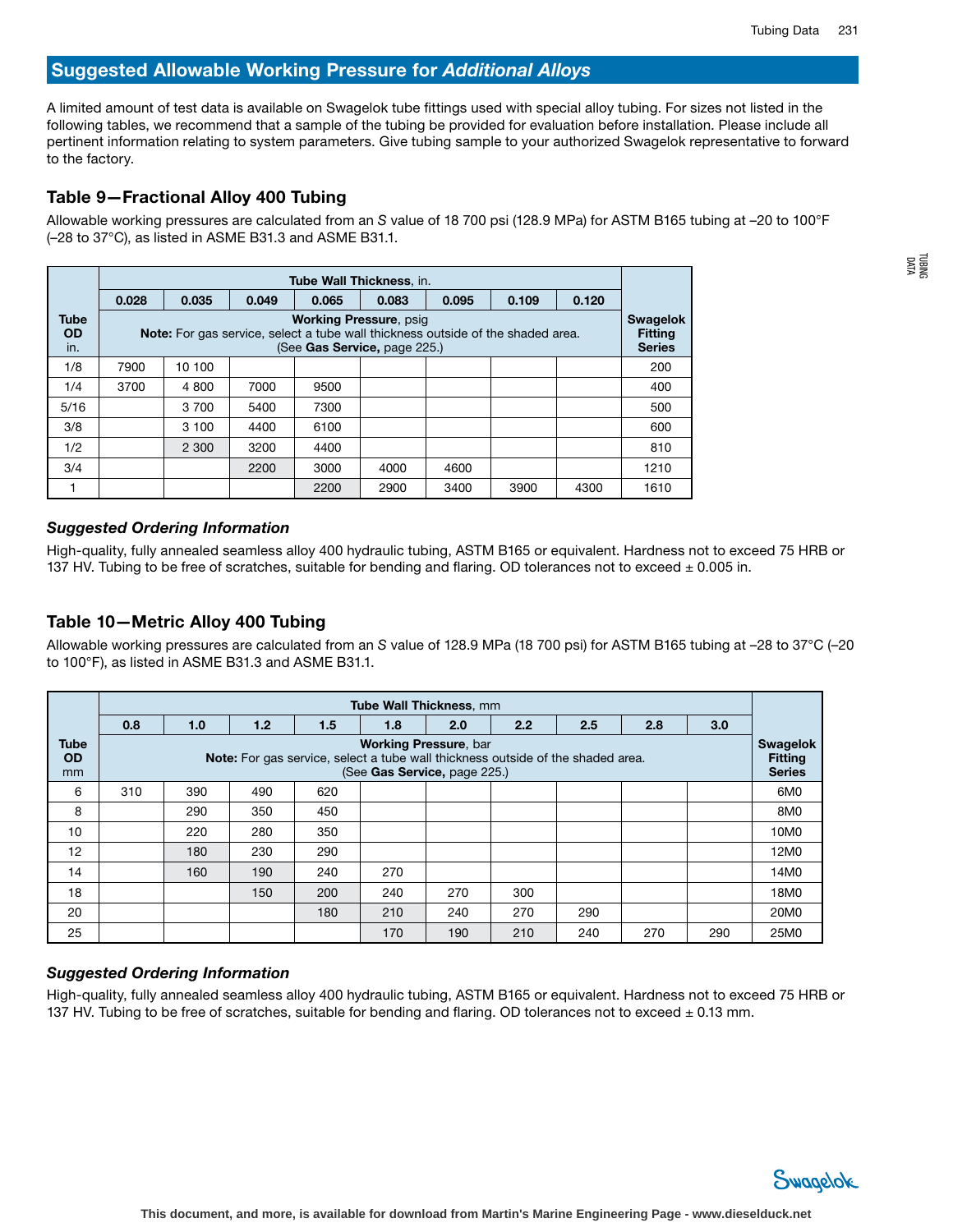## Suggested Allowable Working Pressure for *Additional Alloys*

A limited amount of test data is available on Swagelok tube fittings used with special alloy tubing. For sizes not listed in the following tables, we recommend that a sample of the tubing be provided for evaluation before installation. Please include all pertinent information relating to system parameters. Give tubing sample to your authorized Swagelok representative to forward to the factory.

### Table 9—Fractional Alloy 400 Tubing

Allowable working pressures are calculated from an *S* value of 18 700 psi (128.9 MPa) for ASTM B165 tubing at –20 to 100°F (–28 to 37°C), as listed in ASME B31.3 and ASME B31.1.

| Tube OD in. | **Tube Wall Thickness**, in. | | | | | | | | Swagelok Fitting Series |
|---|---|---|---|---|---|---|---|---|---|
| | **0.028** | **0.035** | **0.049** | **0.065** | **0.083** | **0.095** | **0.109** | **0.120** | |
| | **Working Pressure**, psig<br>**Note:** For gas service, select a tube wall thickness outside of the shaded area.<br>(See **Gas Service,** page 225.) | | | | | | | | |
| 1/8 | 7900 | 10 100 | | | | | | | 200 |
| 1/4 | 3700 | 4 800 | 7000 | 9500 | | | | | 400 |
| 5/16 | | 3 700 | 5400 | 7300 | | | | | 500 |
| 3/8 | | 3 100 | 4400 | 6100 | | | | | 600 |
| 1/2 | | 2 300 | 3200 | 4400 | | | | | 810 |
| 3/4 | | | 2200 | 3000 | 4000 | 4600 | | | 1210 |
| 1 | | | | 2200 | 2900 | 3400 | 3900 | 4300 | 1610 |

#### *Suggested Ordering Information*

High-quality, fully annealed seamless alloy 400 hydraulic tubing, ASTM B165 or equivalent. Hardness not to exceed 75 HRB or 137 HV. Tubing to be free of scratches, suitable for bending and flaring. OD tolerances not to exceed ± 0.005 in.

### Table 10—Metric Alloy 400 Tubing

Allowable working pressures are calculated from an *S* value of 128.9 MPa (18 700 psi) for ASTM B165 tubing at –28 to 37°C (–20 to 100°F), as listed in ASME B31.3 and ASME B31.1.

| Tube OD mm | **Tube Wall Thickness**, mm | | | | | | | | | | Swagelok Fitting Series |
|---|---|---|---|---|---|---|---|---|---|---|---|
| | **0.8** | **1.0** | **1.2** | **1.5** | **1.8** | **2.0** | **2.2** | **2.5** | **2.8** | **3.0** | |
| | **Working Pressure**, bar<br>**Note:** For gas service, select a tube wall thickness outside of the shaded area.<br>(See **Gas Service,** page 225.) | | | | | | | | | | |
| 6 | 310 | 390 | 490 | 620 | | | | | | | 6M0 |
| 8 | | 290 | 350 | 450 | | | | | | | 8M0 |
| 10 | | 220 | 280 | 350 | | | | | | | 10M0 |
| 12 | | 180 | 230 | 290 | | | | | | | 12M0 |
| 14 | | 160 | 190 | 240 | 270 | | | | | | 14M0 |
| 18 | | | 150 | 200 | 240 | 270 | 300 | | | | 18M0 |
| 20 | | | | 180 | 210 | 240 | 270 | 290 | | | 20M0 |
| 25 | | | | | 170 | 190 | 210 | 240 | 270 | 290 | 25M0 |

#### *Suggested Ordering Information*

High-quality, fully annealed seamless alloy 400 hydraulic tubing, ASTM B165 or equivalent. Hardness not to exceed 75 HRB or 137 HV. Tubing to be free of scratches, suitable for bending and flaring. OD tolerances not to exceed ± 0.13 mm.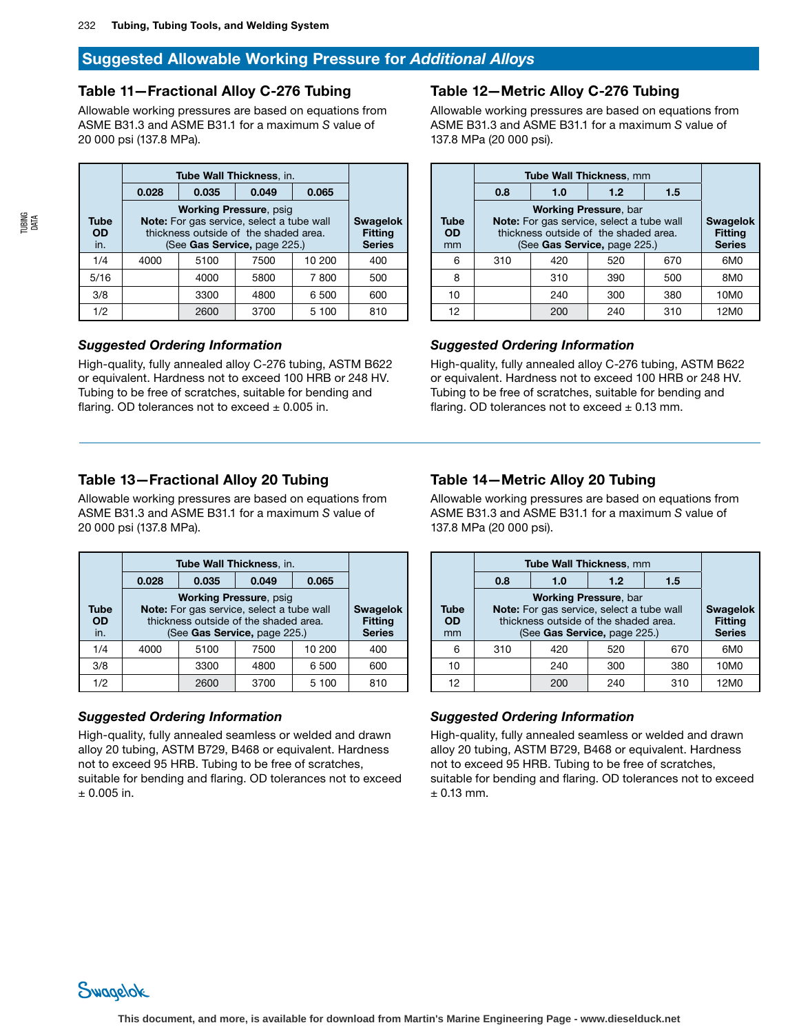## Suggested Allowable Working Pressure for *Additional Alloys*

### Table 11—Fractional Alloy C-276 Tubing

Allowable working pressures are based on equations from ASME B31.3 and ASME B31.1 for a maximum *S* value of 20 000 psi (137.8 MPa).

| Tube OD in. | Tube Wall Thickness, in. | | | | Swagelok Fitting Series |
|---|---|---|---|---|---|
| | 0.028 | 0.035 | 0.049 | 0.065 | |
| | **Working Pressure**, psig **Note:** For gas service, select a tube wall thickness outside of the shaded area. (See **Gas Service**, page 225.) | | | | |
| 1/4 | 4000 | 5100 | 7500 | 10 200 | 400 |
| 5/16 | | 4000 | 5800 | 7 800 | 500 |
| 3/8 | | 3300 | 4800 | 6 500 | 600 |
| 1/2 | | 2600 | 3700 | 5 100 | 810 |

#### *Suggested Ordering Information*

High-quality, fully annealed alloy C-276 tubing, ASTM B622 or equivalent. Hardness not to exceed 100 HRB or 248 HV. Tubing to be free of scratches, suitable for bending and flaring. OD tolerances not to exceed ± 0.005 in.

### Table 12—Metric Alloy C-276 Tubing

Allowable working pressures are based on equations from ASME B31.3 and ASME B31.1 for a maximum *S* value of 137.8 MPa (20 000 psi).

| Tube OD mm | Tube Wall Thickness, mm | | | | Swagelok Fitting Series |
|---|---|---|---|---|---|
| | 0.8 | 1.0 | 1.2 | 1.5 | |
| | **Working Pressure**, bar **Note:** For gas service, select a tube wall thickness outside of the shaded area. (See **Gas Service**, page 225.) | | | | |
| 6 | 310 | 420 | 520 | 670 | 6M0 |
| 8 | | 310 | 390 | 500 | 8M0 |
| 10 | | 240 | 300 | 380 | 10M0 |
| 12 | | 200 | 240 | 310 | 12M0 |

#### *Suggested Ordering Information*

High-quality, fully annealed alloy C-276 tubing, ASTM B622 or equivalent. Hardness not to exceed 100 HRB or 248 HV. Tubing to be free of scratches, suitable for bending and flaring. OD tolerances not to exceed ± 0.13 mm.

### Table 13—Fractional Alloy 20 Tubing

Allowable working pressures are based on equations from ASME B31.3 and ASME B31.1 for a maximum *S* value of 20 000 psi (137.8 MPa).

| Tube OD in. | Tube Wall Thickness, in. | | | | Swagelok Fitting Series |
|---|---|---|---|---|---|
| | 0.028 | 0.035 | 0.049 | 0.065 | |
| | **Working Pressure**, psig **Note:** For gas service, select a tube wall thickness outside of the shaded area. (See **Gas Service**, page 225.) | | | | |
| 1/4 | 4000 | 5100 | 7500 | 10 200 | 400 |
| 3/8 | | 3300 | 4800 | 6 500 | 600 |
| 1/2 | | 2600 | 3700 | 5 100 | 810 |

#### *Suggested Ordering Information*

High-quality, fully annealed seamless or welded and drawn alloy 20 tubing, ASTM B729, B468 or equivalent. Hardness not to exceed 95 HRB. Tubing to be free of scratches, suitable for bending and flaring. OD tolerances not to exceed ± 0.005 in.

### Table 14—Metric Alloy 20 Tubing

Allowable working pressures are based on equations from ASME B31.3 and ASME B31.1 for a maximum *S* value of 137.8 MPa (20 000 psi).

| Tube OD mm | Tube Wall Thickness, mm | | | | Swagelok Fitting Series |
|---|---|---|---|---|---|
| | 0.8 | 1.0 | 1.2 | 1.5 | |
| | **Working Pressure**, bar **Note:** For gas service, select a tube wall thickness outside of the shaded area. (See **Gas Service**, page 225.) | | | | |
| 6 | 310 | 420 | 520 | 670 | 6M0 |
| 10 | | 240 | 300 | 380 | 10M0 |
| 12 | | 200 | 240 | 310 | 12M0 |

#### *Suggested Ordering Information*

High-quality, fully annealed seamless or welded and drawn alloy 20 tubing, ASTM B729, B468 or equivalent. Hardness not to exceed 95 HRB. Tubing to be free of scratches, suitable for bending and flaring. OD tolerances not to exceed ± 0.13 mm.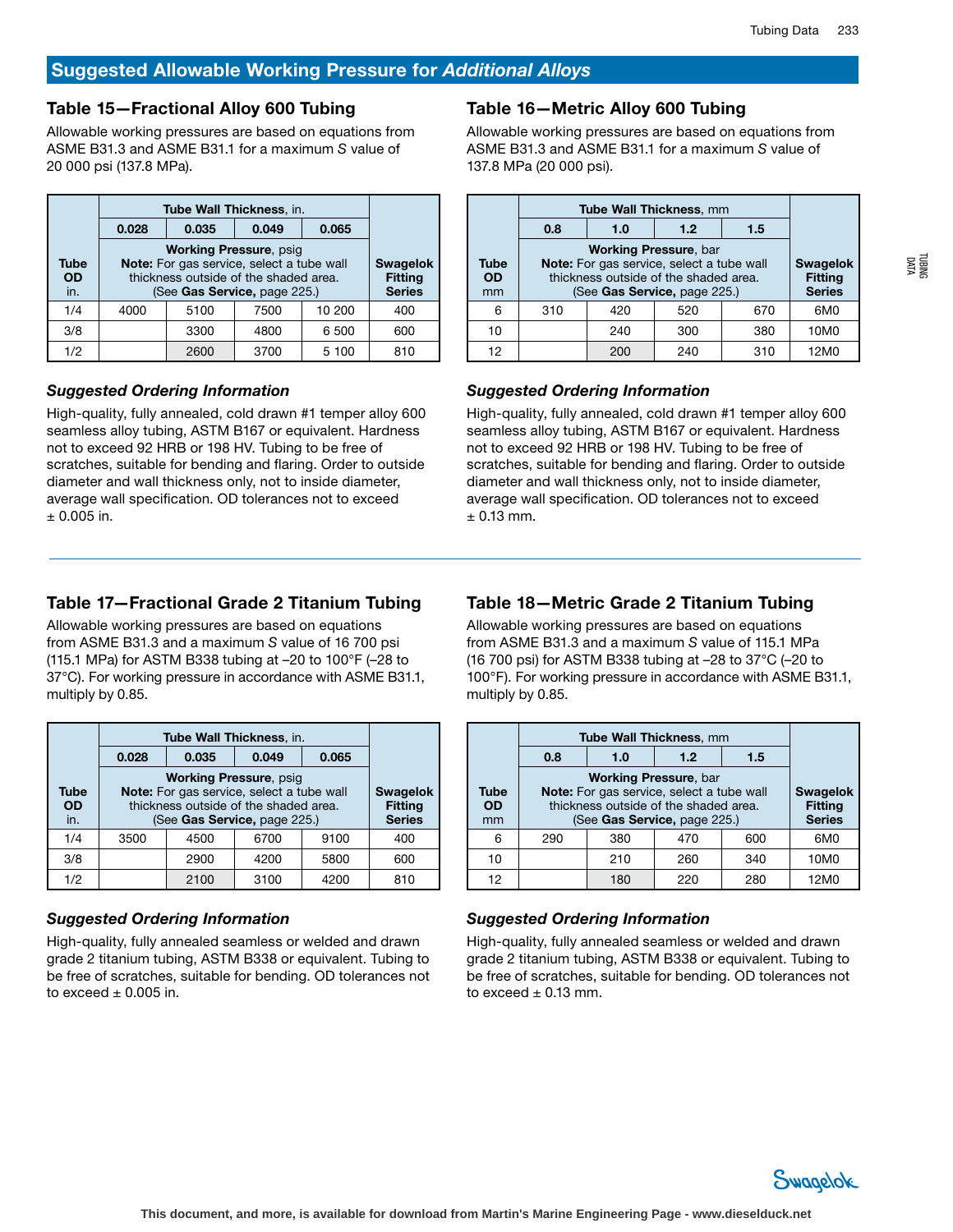## Suggested Allowable Working Pressure for *Additional Alloys*

### Table 15—Fractional Alloy 600 Tubing

Allowable working pressures are based on equations from ASME B31.3 and ASME B31.1 for a maximum *S* value of 20 000 psi (137.8 MPa).

| Tube OD in. | Tube Wall Thickness, in. | | | | Swagelok Fitting Series |
|---|---|---|---|---|---|
| | 0.028 | 0.035 | 0.049 | 0.065 | |
| | **Working Pressure**, psig **Note:** For gas service, select a tube wall thickness outside of the shaded area. (See **Gas Service,** page 225.) | | | | |
| 1/4 | 4000 | 5100 | 7500 | 10 200 | 400 |
| 3/8 | | 3300 | 4800 | 6 500 | 600 |
| 1/2 | | 2600 | 3700 | 5 100 | 810 |

#### *Suggested Ordering Information*

High-quality, fully annealed, cold drawn #1 temper alloy 600 seamless alloy tubing, ASTM B167 or equivalent. Hardness not to exceed 92 HRB or 198 HV. Tubing to be free of scratches, suitable for bending and flaring. Order to outside diameter and wall thickness only, not to inside diameter, average wall specification. OD tolerances not to exceed ± 0.005 in.

### Table 16—Metric Alloy 600 Tubing

Allowable working pressures are based on equations from ASME B31.3 and ASME B31.1 for a maximum *S* value of 137.8 MPa (20 000 psi).

| Tube OD mm | Tube Wall Thickness, mm | | | | Swagelok Fitting Series |
|---|---|---|---|---|---|
| | 0.8 | 1.0 | 1.2 | 1.5 | |
| | **Working Pressure**, bar **Note:** For gas service, select a tube wall thickness outside of the shaded area. (See **Gas Service,** page 225.) | | | | |
| 6 | 310 | 420 | 520 | 670 | 6M0 |
| 10 | | 240 | 300 | 380 | 10M0 |
| 12 | | 200 | 240 | 310 | 12M0 |

#### *Suggested Ordering Information*

High-quality, fully annealed, cold drawn #1 temper alloy 600 seamless alloy tubing, ASTM B167 or equivalent. Hardness not to exceed 92 HRB or 198 HV. Tubing to be free of scratches, suitable for bending and flaring. Order to outside diameter and wall thickness only, not to inside diameter, average wall specification. OD tolerances not to exceed ± 0.13 mm.

### Table 17—Fractional Grade 2 Titanium Tubing

Allowable working pressures are based on equations from ASME B31.3 and a maximum *S* value of 16 700 psi (115.1 MPa) for ASTM B338 tubing at –20 to 100°F (–28 to 37°C). For working pressure in accordance with ASME B31.1, multiply by 0.85.

| Tube OD in. | Tube Wall Thickness, in. | | | | Swagelok Fitting Series |
|---|---|---|---|---|---|
| | 0.028 | 0.035 | 0.049 | 0.065 | |
| | **Working Pressure**, psig **Note:** For gas service, select a tube wall thickness outside of the shaded area. (See **Gas Service,** page 225.) | | | | |
| 1/4 | 3500 | 4500 | 6700 | 9100 | 400 |
| 3/8 | | 2900 | 4200 | 5800 | 600 |
| 1/2 | | 2100 | 3100 | 4200 | 810 |

#### *Suggested Ordering Information*

High-quality, fully annealed seamless or welded and drawn grade 2 titanium tubing, ASTM B338 or equivalent. Tubing to be free of scratches, suitable for bending. OD tolerances not to exceed ± 0.005 in.

### Table 18—Metric Grade 2 Titanium Tubing

Allowable working pressures are based on equations from ASME B31.3 and a maximum *S* value of 115.1 MPa (16 700 psi) for ASTM B338 tubing at –28 to 37°C (–20 to 100°F). For working pressure in accordance with ASME B31.1, multiply by 0.85.

| Tube OD mm | Tube Wall Thickness, mm | | | | Swagelok Fitting Series |
|---|---|---|---|---|---|
| | 0.8 | 1.0 | 1.2 | 1.5 | |
| | **Working Pressure**, bar **Note:** For gas service, select a tube wall thickness outside of the shaded area. (See **Gas Service,** page 225.) | | | | |
| 6 | 290 | 380 | 470 | 600 | 6M0 |
| 10 | | 210 | 260 | 340 | 10M0 |
| 12 | | 180 | 220 | 280 | 12M0 |

#### *Suggested Ordering Information*

High-quality, fully annealed seamless or welded and drawn grade 2 titanium tubing, ASTM B338 or equivalent. Tubing to be free of scratches, suitable for bending. OD tolerances not to exceed ± 0.13 mm.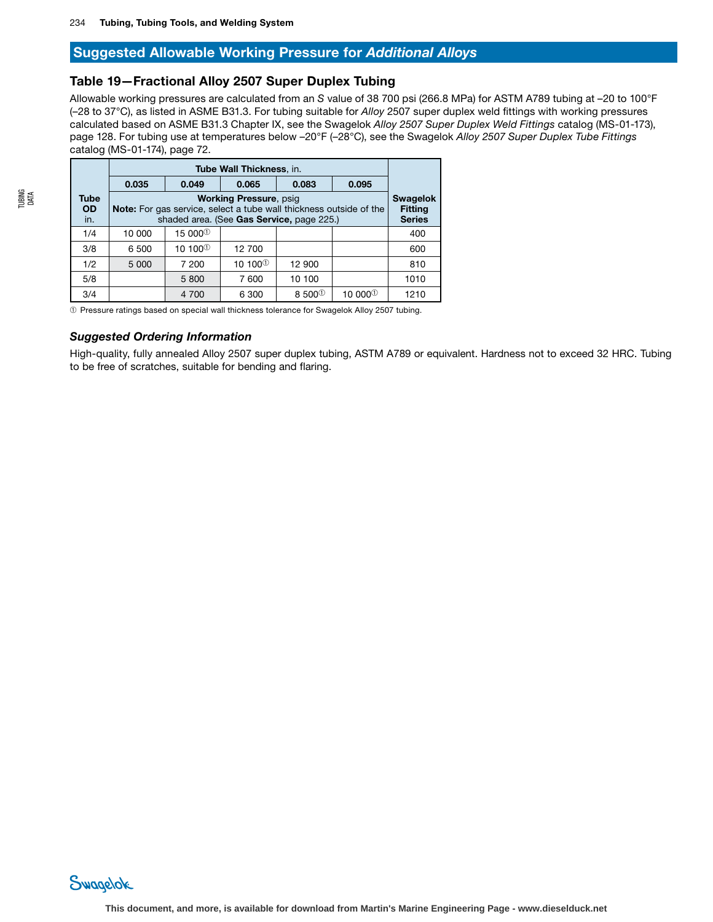## Suggested Allowable Working Pressure for *Additional Alloys*

### Table 19—Fractional Alloy 2507 Super Duplex Tubing

Allowable working pressures are calculated from an *S* value of 38 700 psi (266.8 MPa) for ASTM A789 tubing at –20 to 100°F (–28 to 37°C), as listed in ASME B31.3. For tubing suitable for *Alloy* 2507 super duplex weld fittings with working pressures calculated based on ASME B31.3 Chapter IX, see the Swagelok *Alloy 2507 Super Duplex Weld Fittings* catalog (MS-01-173), page 128. For tubing use at temperatures below –20°F (–28°C), see the Swagelok *Alloy 2507 Super Duplex Tube Fittings* catalog (MS-01-174), page 72.

| Tube OD in. | Tube Wall Thickness, in. | | | | | Swagelok Fitting Series |
|---|---|---|---|---|---|---|
| | 0.035 | 0.049 | 0.065 | 0.083 | 0.095 | |
| | **Working Pressure**, psig **Note:** For gas service, select a tube wall thickness outside of the shaded area. (See **Gas Service,** page 225.) | | | | | |
| 1/4 | 10 000 | 15 000① | | | | 400 |
| 3/8 | 6 500 | 10 100① | 12 700 | | | 600 |
| 1/2 | 5 000 | 7 200 | 10 100① | 12 900 | | 810 |
| 5/8 | | 5 800 | 7 600 | 10 100 | | 1010 |
| 3/4 | | 4 700 | 6 300 | 8 500① | 10 000① | 1210 |

① Pressure ratings based on special wall thickness tolerance for Swagelok Alloy 2507 tubing.

### *Suggested Ordering Information*

High-quality, fully annealed Alloy 2507 super duplex tubing, ASTM A789 or equivalent. Hardness not to exceed 32 HRC. Tubing to be free of scratches, suitable for bending and flaring.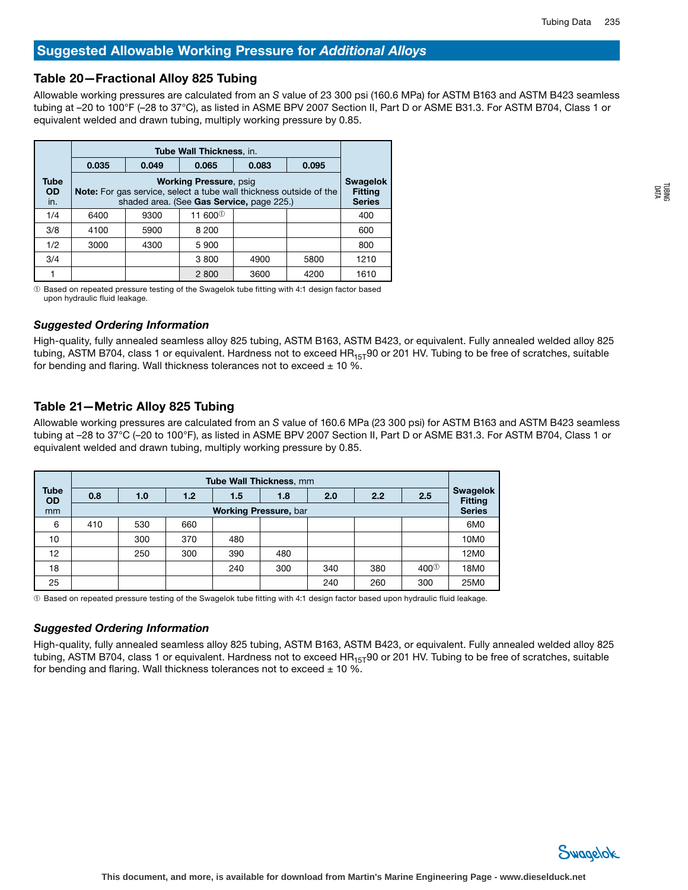## Suggested Allowable Working Pressure for *Additional Alloys*

### Table 20—Fractional Alloy 825 Tubing

Allowable working pressures are calculated from an *S* value of 23 300 psi (160.6 MPa) for ASTM B163 and ASTM B423 seamless tubing at –20 to 100°F (–28 to 37°C), as listed in ASME BPV 2007 Section II, Part D or ASME B31.3. For ASTM B704, Class 1 or equivalent welded and drawn tubing, multiply working pressure by 0.85.

| Tube OD in. | Tube Wall Thickness, in. | | | | | Swagelok Fitting Series |
|---|---|---|---|---|---|---|
| | 0.035 | 0.049 | 0.065 | 0.083 | 0.095 | |
| | **Working Pressure**, psig **Note:** For gas service, select a tube wall thickness outside of the shaded area. (See **Gas Service,** page 225.) | | | | | |
| 1/4 | 6400 | 9300 | 11 600① | | | 400 |
| 3/8 | 4100 | 5900 | 8 200 | | | 600 |
| 1/2 | 3000 | 4300 | 5 900 | | | 800 |
| 3/4 | | | 3 800 | 4900 | 5800 | 1210 |
| 1 | | | 2 800 | 3600 | 4200 | 1610 |

① Based on repeated pressure testing of the Swagelok tube fitting with 4:1 design factor based upon hydraulic fluid leakage.

### *Suggested Ordering Information*

High-quality, fully annealed seamless alloy 825 tubing, ASTM B163, ASTM B423, or equivalent. Fully annealed welded alloy 825 tubing, ASTM B704, class 1 or equivalent. Hardness not to exceed $HR_{15T}90$ or 201 HV. Tubing to be free of scratches, suitable for bending and flaring. Wall thickness tolerances not to exceed ± 10 %.

### Table 21—Metric Alloy 825 Tubing

Allowable working pressures are calculated from an *S* value of 160.6 MPa (23 300 psi) for ASTM B163 and ASTM B423 seamless tubing at –28 to 37°C (–20 to 100°F), as listed in ASME BPV 2007 Section II, Part D or ASME B31.3. For ASTM B704, Class 1 or equivalent welded and drawn tubing, multiply working pressure by 0.85.

| Tube OD mm | Tube Wall Thickness, mm | | | | | | | | Swagelok Fitting Series |
|---|---|---|---|---|---|---|---|---|---|
| | 0.8 | 1.0 | 1.2 | 1.5 | 1.8 | 2.0 | 2.2 | 2.5 | |
| | **Working Pressure,** bar | | | | | | | | |
| 6 | 410 | 530 | 660 | | | | | | 6M0 |
| 10 | | 300 | 370 | 480 | | | | | 10M0 |
| 12 | | 250 | 300 | 390 | 480 | | | | 12M0 |
| 18 | | | | 240 | 300 | 340 | 380 | 400① | 18M0 |
| 25 | | | | | | 240 | 260 | 300 | 25M0 |

① Based on repeated pressure testing of the Swagelok tube fitting with 4:1 design factor based upon hydraulic fluid leakage.

### *Suggested Ordering Information*

High-quality, fully annealed seamless alloy 825 tubing, ASTM B163, ASTM B423, or equivalent. Fully annealed welded alloy 825 tubing, ASTM B704, class 1 or equivalent. Hardness not to exceed $HR_{15T}90$ or 201 HV. Tubing to be free of scratches, suitable for bending and flaring. Wall thickness tolerances not to exceed ± 10 %.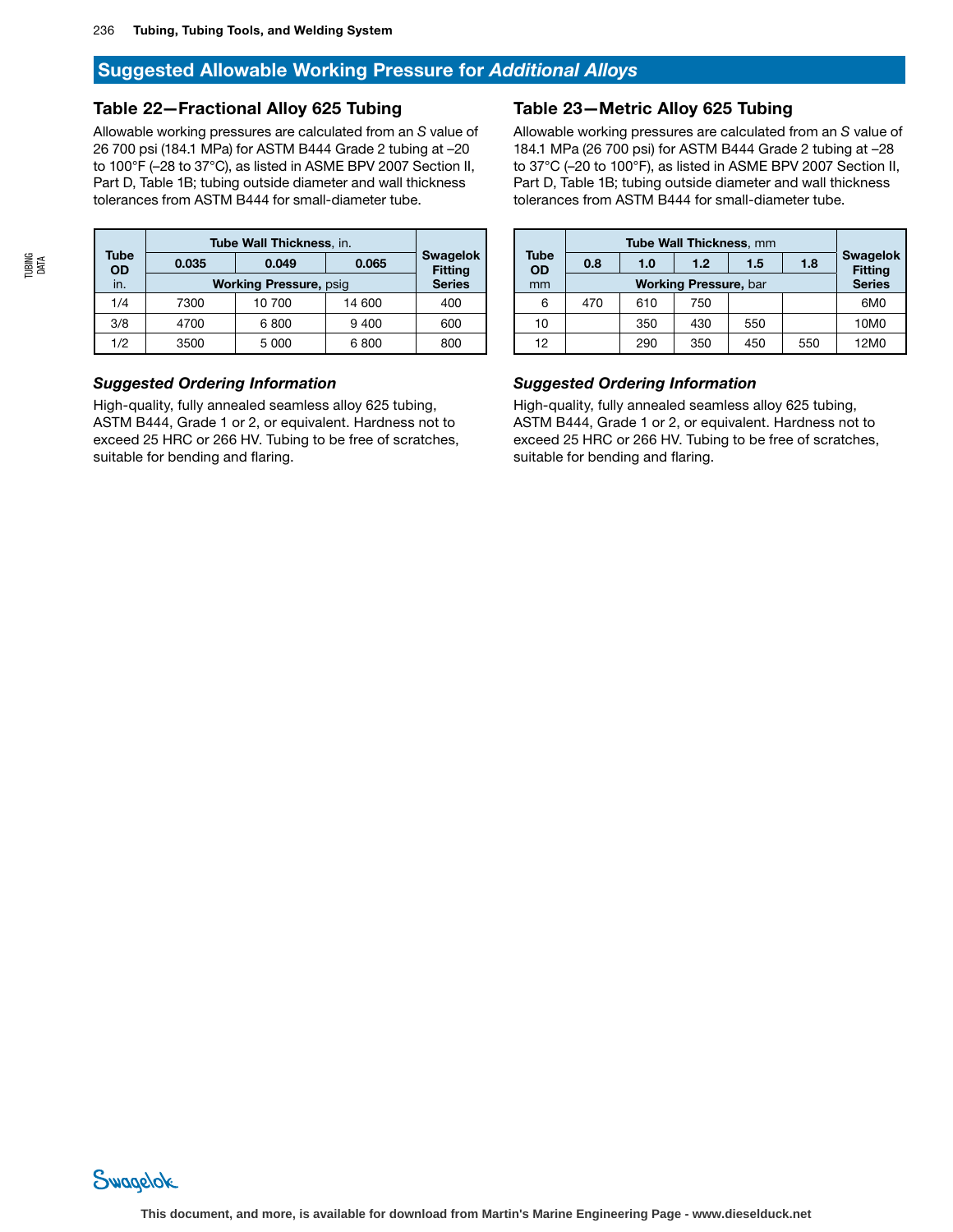## Suggested Allowable Working Pressure for *Additional Alloys*

### Table 22—Fractional Alloy 625 Tubing

Allowable working pressures are calculated from an *S* value of 26 700 psi (184.1 MPa) for ASTM B444 Grade 2 tubing at –20 to 100°F (–28 to 37°C), as listed in ASME BPV 2007 Section II, Part D, Table 1B; tubing outside diameter and wall thickness tolerances from ASTM B444 for small-diameter tube.

| Tube OD in. | Tube Wall Thickness, in. 0.035 | 0.049 | 0.065 | Swagelok Fitting Series |
|---|---|---|---|---|
| | Working Pressure, psig | | | |
| 1/4 | 7300 | 10 700 | 14 600 | 400 |
| 3/8 | 4700 | 6 800 | 9 400 | 600 |
| 1/2 | 3500 | 5 000 | 6 800 | 800 |

#### *Suggested Ordering Information*

High-quality, fully annealed seamless alloy 625 tubing, ASTM B444, Grade 1 or 2, or equivalent. Hardness not to exceed 25 HRC or 266 HV. Tubing to be free of scratches, suitable for bending and flaring.

### Table 23—Metric Alloy 625 Tubing

Allowable working pressures are calculated from an *S* value of 184.1 MPa (26 700 psi) for ASTM B444 Grade 2 tubing at –28 to 37°C (–20 to 100°F), as listed in ASME BPV 2007 Section II, Part D, Table 1B; tubing outside diameter and wall thickness tolerances from ASTM B444 for small-diameter tube.

| Tube OD mm | Tube Wall Thickness, mm 0.8 | 1.0 | 1.2 | 1.5 | 1.8 | Swagelok Fitting Series |
|---|---|---|---|---|---|---|
| | Working Pressure, bar | | | | | |
| 6 | 470 | 610 | 750 | | | 6M0 |
| 10 | | 350 | 430 | 550 | | 10M0 |
| 12 | | 290 | 350 | 450 | 550 | 12M0 |

#### *Suggested Ordering Information*

High-quality, fully annealed seamless alloy 625 tubing, ASTM B444, Grade 1 or 2, or equivalent. Hardness not to exceed 25 HRC or 266 HV. Tubing to be free of scratches, suitable for bending and flaring.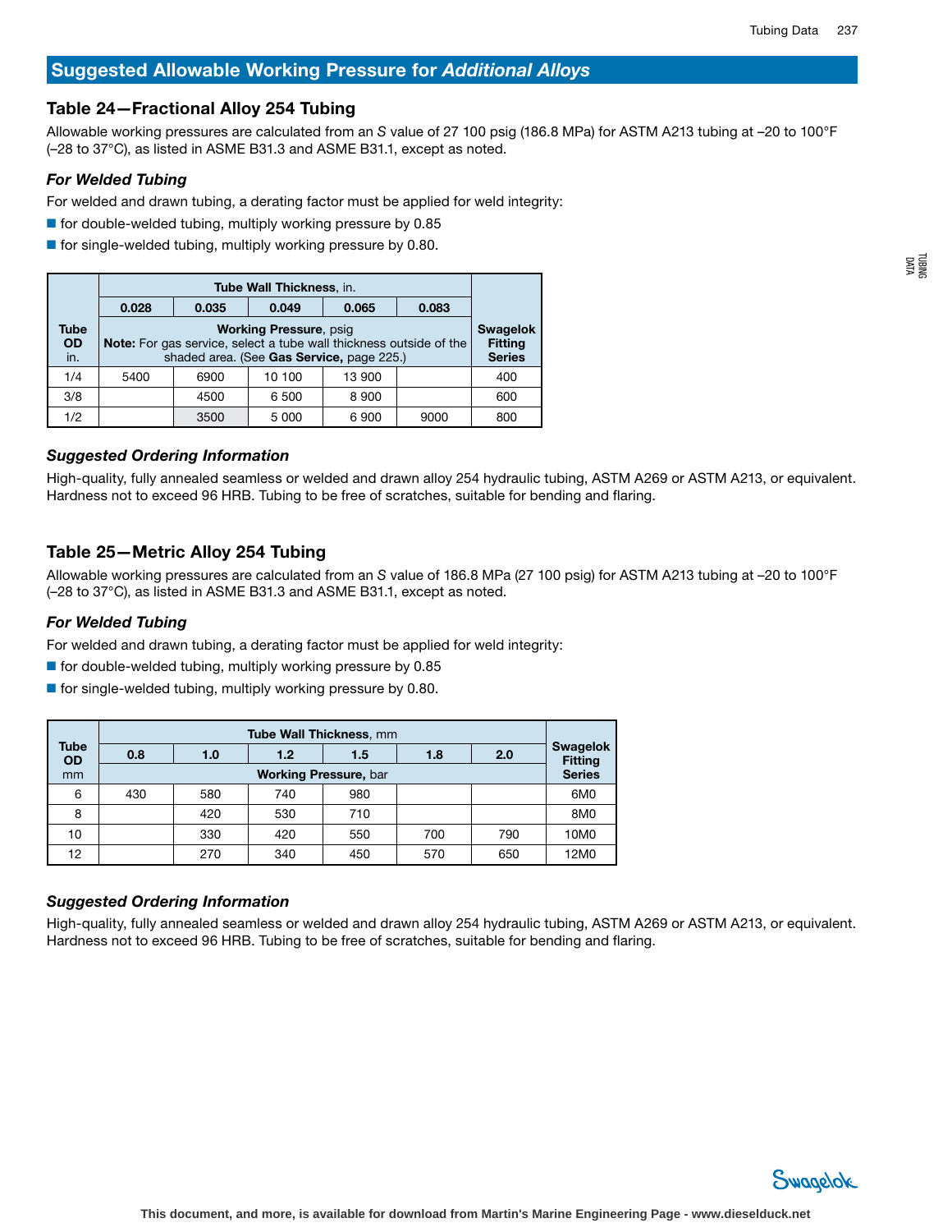## Suggested Allowable Working Pressure for *Additional Alloys*

### Table 24—Fractional Alloy 254 Tubing

Allowable working pressures are calculated from an *S* value of 27 100 psig (186.8 MPa) for ASTM A213 tubing at –20 to 100°F (–28 to 37°C), as listed in ASME B31.3 and ASME B31.1, except as noted.

#### *For Welded Tubing*

For welded and drawn tubing, a derating factor must be applied for weld integrity:

- for double-welded tubing, multiply working pressure by 0.85
- for single-welded tubing, multiply working pressure by 0.80.

| Tube OD in. | **Tube Wall Thickness**, in. | | | | | Swagelok Fitting Series |
|---|---|---|---|---|---|---|
| | **0.028** | **0.035** | **0.049** | **0.065** | **0.083** | |
| | **Working Pressure**, psig **Note:** For gas service, select a tube wall thickness outside of the shaded area. (See **Gas Service,** page 225.) | | | | | |
| 1/4 | 5400 | 6900 | 10 100 | 13 900 | | 400 |
| 3/8 | | 4500 | 6 500 | 8 900 | | 600 |
| 1/2 | | 3500 | 5 000 | 6 900 | 9000 | 800 |

#### *Suggested Ordering Information*

High-quality, fully annealed seamless or welded and drawn alloy 254 hydraulic tubing, ASTM A269 or ASTM A213, or equivalent. Hardness not to exceed 96 HRB. Tubing to be free of scratches, suitable for bending and flaring.

### Table 25—Metric Alloy 254 Tubing

Allowable working pressures are calculated from an *S* value of 186.8 MPa (27 100 psig) for ASTM A213 tubing at –20 to 100°F (–28 to 37°C), as listed in ASME B31.3 and ASME B31.1, except as noted.

#### *For Welded Tubing*

For welded and drawn tubing, a derating factor must be applied for weld integrity:

- for double-welded tubing, multiply working pressure by 0.85
- for single-welded tubing, multiply working pressure by 0.80.

| Tube OD mm | **Tube Wall Thickness**, mm | | | | | | Swagelok Fitting Series |
|---|---|---|---|---|---|---|---|
| | **0.8** | **1.0** | **1.2** | **1.5** | **1.8** | **2.0** | |
| | **Working Pressure**, bar | | | | | | |
| 6 | 430 | 580 | 740 | 980 | | | 6M0 |
| 8 | | 420 | 530 | 710 | | | 8M0 |
| 10 | | 330 | 420 | 550 | 700 | 790 | 10M0 |
| 12 | | 270 | 340 | 450 | 570 | 650 | 12M0 |

#### *Suggested Ordering Information*

High-quality, fully annealed seamless or welded and drawn alloy 254 hydraulic tubing, ASTM A269 or ASTM A213, or equivalent. Hardness not to exceed 96 HRB. Tubing to be free of scratches, suitable for bending and flaring.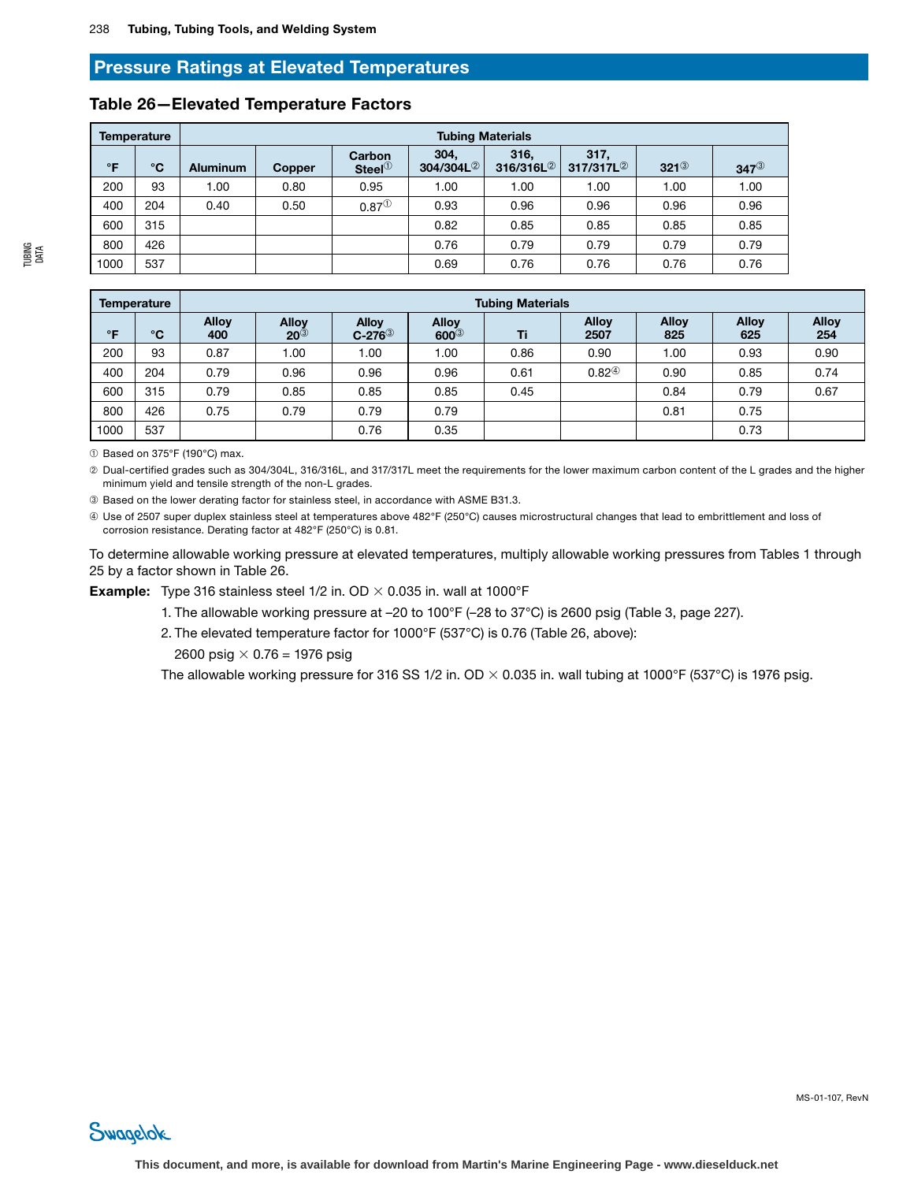## Pressure Ratings at Elevated Temperatures

### Table 26—Elevated Temperature Factors

| Temperature | | Tubing Materials | | | | | | | |
|---|---|---|---|---|---|---|---|---|---|
| °F | °C | Aluminum | Copper | Carbon Steel① | 304, 304/304L② | 316, 316/316L② | 317, 317/317L② | 321③ | 347③ |
| 200 | 93 | 1.00 | 0.80 | 0.95 | 1.00 | 1.00 | 1.00 | 1.00 | 1.00 |
| 400 | 204 | 0.40 | 0.50 | 0.87① | 0.93 | 0.96 | 0.96 | 0.96 | 0.96 |
| 600 | 315 | | | | 0.82 | 0.85 | 0.85 | 0.85 | 0.85 |
| 800 | 426 | | | | 0.76 | 0.79 | 0.79 | 0.79 | 0.79 |
| 1000 | 537 | | | | 0.69 | 0.76 | 0.76 | 0.76 | 0.76 |

| Temperature | | Tubing Materials | | | | | | | | |
|---|---|---|---|---|---|---|---|---|---|---|
| °F | °C | Alloy 400 | Alloy 20③ | Alloy C-276③ | Alloy 600③ | Ti | Alloy 2507 | Alloy 825 | Alloy 625 | Alloy 254 |
| 200 | 93 | 0.87 | 1.00 | 1.00 | 1.00 | 0.86 | 0.90 | 1.00 | 0.93 | 0.90 |
| 400 | 204 | 0.79 | 0.96 | 0.96 | 0.96 | 0.61 | 0.82④ | 0.90 | 0.85 | 0.74 |
| 600 | 315 | 0.79 | 0.85 | 0.85 | 0.85 | 0.45 | | 0.84 | 0.79 | 0.67 |
| 800 | 426 | 0.75 | 0.79 | 0.79 | 0.79 | | | 0.81 | 0.75 | |
| 1000 | 537 | | | 0.76 | 0.35 | | | | 0.73 | |

① Based on 375°F (190°C) max.

② Dual-certified grades such as 304/304L, 316/316L, and 317/317L meet the requirements for the lower maximum carbon content of the L grades and the higher minimum yield and tensile strength of the non-L grades.

③ Based on the lower derating factor for stainless steel, in accordance with ASME B31.3.

④ Use of 2507 super duplex stainless steel at temperatures above 482°F (250°C) causes microstructural changes that lead to embrittlement and loss of corrosion resistance. Derating factor at 482°F (250°C) is 0.81.

To determine allowable working pressure at elevated temperatures, multiply allowable working pressures from Tables 1 through 25 by a factor shown in Table 26.

**Example:** Type 316 stainless steel 1/2 in. OD × 0.035 in. wall at 1000°F

1. The allowable working pressure at –20 to 100°F (–28 to 37°C) is 2600 psig (Table 3, page 227).
2. The elevated temperature factor for 1000°F (537°C) is 0.76 (Table 26, above):

   2600 psig × 0.76 = 1976 psig

The allowable working pressure for 316 SS 1/2 in. OD × 0.035 in. wall tubing at 1000°F (537°C) is 1976 psig.

MS-01-107, RevN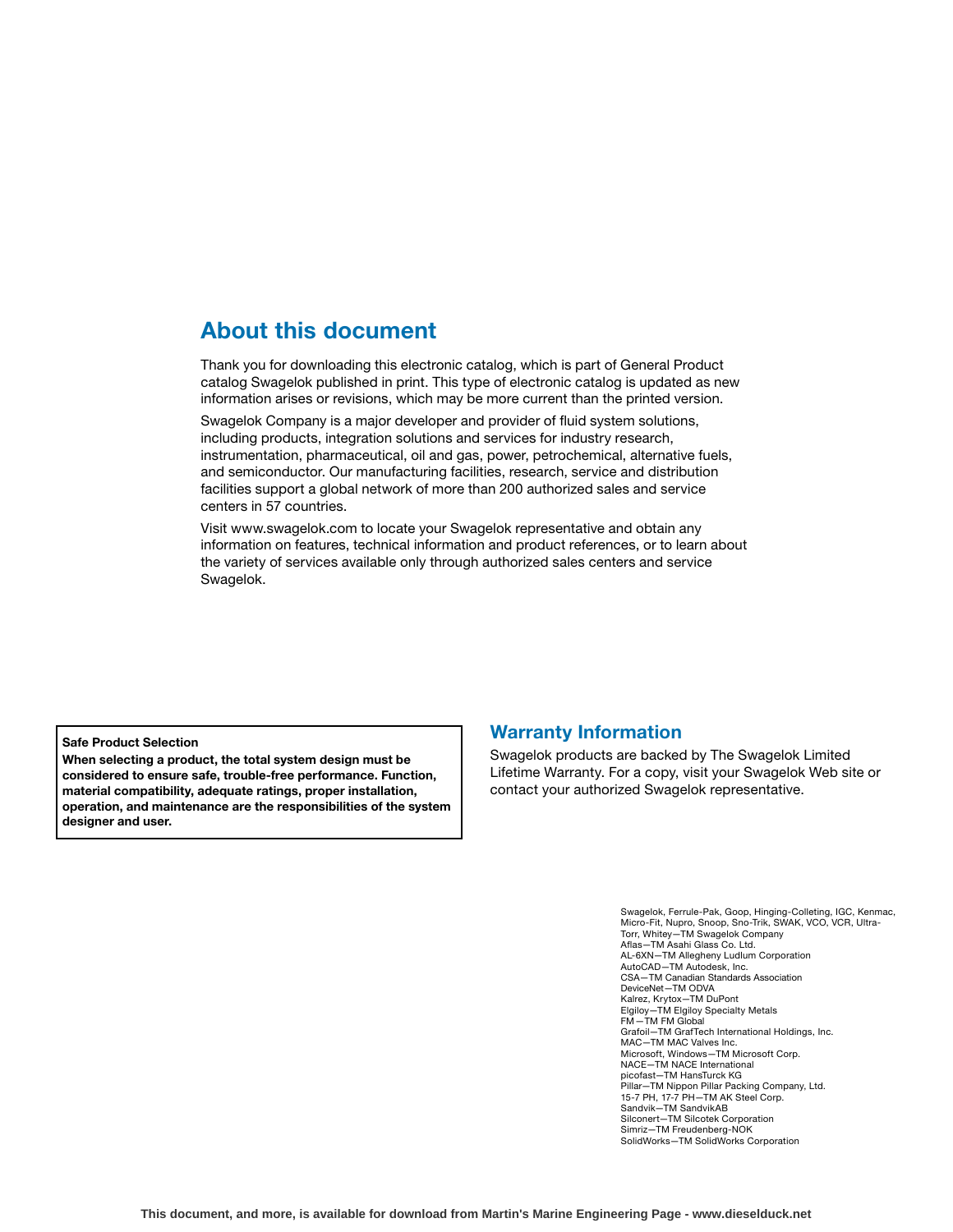## About this document

Thank you for downloading this electronic catalog, which is part of General Product catalog Swagelok published in print. This type of electronic catalog is updated as new information arises or revisions, which may be more current than the printed version.

Swagelok Company is a major developer and provider of fluid system solutions, including products, integration solutions and services for industry research, instrumentation, pharmaceutical, oil and gas, power, petrochemical, alternative fuels, and semiconductor. Our manufacturing facilities, research, service and distribution facilities support a global network of more than 200 authorized sales and service centers in 57 countries.

Visit www.swagelok.com to locate your Swagelok representative and obtain any information on features, technical information and product references, or to learn about the variety of services available only through authorized sales centers and service Swagelok.

**Safe Product Selection**

**When selecting a product, the total system design must be considered to ensure safe, trouble-free performance. Function, material compatibility, adequate ratings, proper installation, operation, and maintenance are the responsibilities of the system designer and user.**

## Warranty Information

Swagelok products are backed by The Swagelok Limited Lifetime Warranty. For a copy, visit your Swagelok Web site or contact your authorized Swagelok representative.

Swagelok, Ferrule-Pak, Goop, Hinging-Colleting, IGC, Kenmac, Micro-Fit, Nupro, Snoop, Sno-Trik, SWAK, VCO, VCR, Ultra-Torr, Whitey—TM Swagelok Company
Aflas—TM Asahi Glass Co. Ltd.
AL-6XN—TM Allegheny Ludlum Corporation
AutoCAD—TM Autodesk, Inc.
CSA—TM Canadian Standards Association
DeviceNet—TM ODVA
Kalrez, Krytox—TM DuPont
Elgiloy—TM Elgiloy Specialty Metals
FM—TM FM Global
Grafoil—TM GrafTech International Holdings, Inc.
MAC—TM MAC Valves Inc.
Microsoft, Windows—TM Microsoft Corp.
NACE—TM NACE International
picofast—TM HansTurck KG
Pillar—TM Nippon Pillar Packing Company, Ltd.
15-7 PH, 17-7 PH—TM AK Steel Corp.
Sandvik—TM SandvikAB
Silconert—TM Silcotek Corporation
Simriz—TM Freudenberg-NOK
SolidWorks—TM SolidWorks Corporation

This document, and more, is available for download from Martin's Marine Engineering Page - www.dieselduck.net